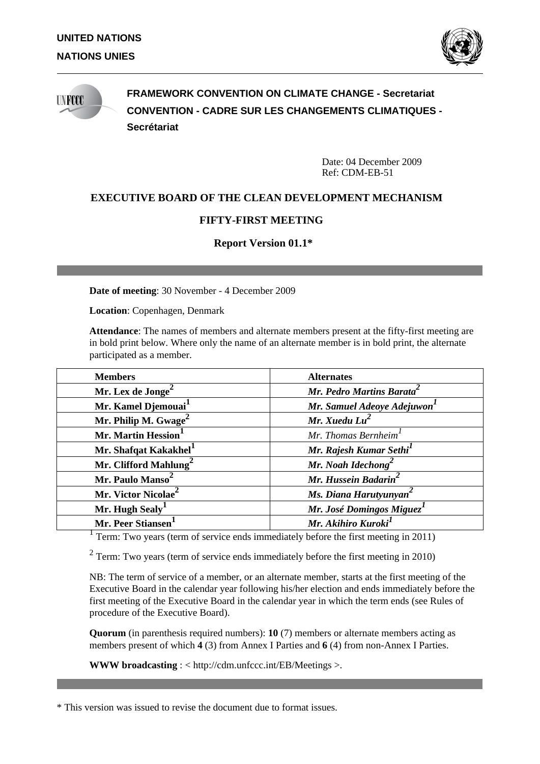**UNITED NATIONS**

**NATIONS UNIES**

**FRAMEWORK CONVENTION ON CLIMATE CHANGE - Secretariat**

**CONVENTION - CADRE SUR LES CHANGEMENTS CLIMATIQUES - Secrétariat**

Date: 04 December 2009
Ref: CDM-EB-51

# EXECUTIVE BOARD OF THE CLEAN DEVELOPMENT MECHANISM

## FIFTY-FIRST MEETING

### Report Version 01.1*

**Date of meeting**: 30 November - 4 December 2009

**Location**: Copenhagen, Denmark

**Attendance**: The names of members and alternate members present at the fifty-first meeting are in bold print below. Where only the name of an alternate member is in bold print, the alternate participated as a member.

| **Members** | **Alternates** |
|---|---|
| **Mr. Lex de Jonge**[2] | ***Mr. Pedro Martins Barata***[2] |
| **Mr. Kamel Djemouai**[1] | ***Mr. Samuel Adeoye Adejuwon***[1] |
| **Mr. Philip M. Gwage**[2] | ***Mr. Xuedu Lu***[2] |
| **Mr. Martin Hession**[1] | *Mr. Thomas Bernheim*[1] |
| **Mr. Shafqat Kakakhel**[1] | ***Mr. Rajesh Kumar Sethi***[1] |
| **Mr. Clifford Mahlung**[2] | ***Mr. Noah Idechong***[2] |
| **Mr. Paulo Manso**[2] | ***Mr. Hussein Badarin***[2] |
| **Mr. Victor Nicolae**[2] | ***Ms. Diana Harutyunyan***[2] |
| **Mr. Hugh Sealy**[1] | ***Mr. José Domingos Miguez***[1] |
| **Mr. Peer Stiansen**[1] | ***Mr. Akihiro Kuroki***[1] |

[1] Term: Two years (term of service ends immediately before the first meeting in 2011)

[2] Term: Two years (term of service ends immediately before the first meeting in 2010)

NB: The term of service of a member, or an alternate member, starts at the first meeting of the Executive Board in the calendar year following his/her election and ends immediately before the first meeting of the Executive Board in the calendar year in which the term ends (see Rules of procedure of the Executive Board).

**Quorum** (in parenthesis required numbers): **10** (7) members or alternate members acting as members present of which **4** (3) from Annex I Parties and **6** (4) from non-Annex I Parties.

**WWW broadcasting** : < http://cdm.unfccc.int/EB/Meetings >.

\* This version was issued to revise the document due to format issues.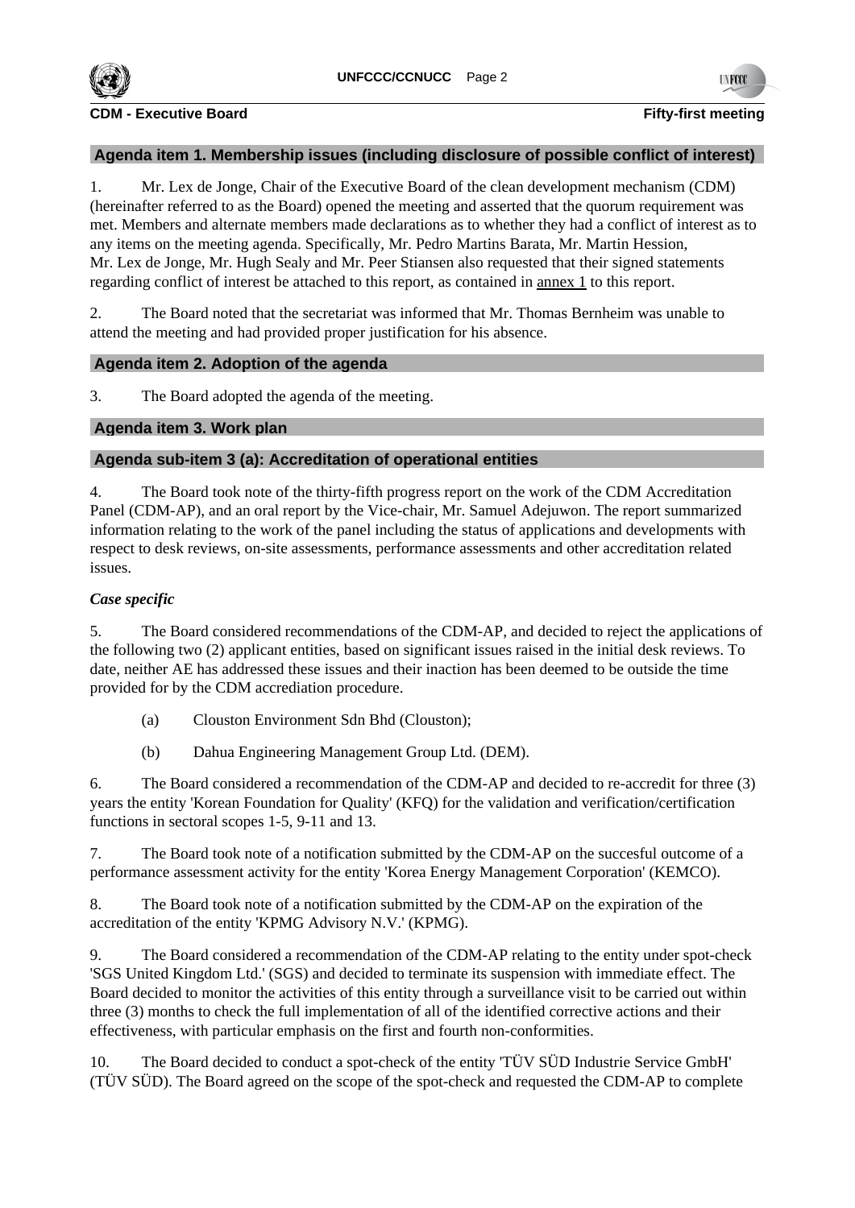## Agenda item 1. Membership issues (including disclosure of possible conflict of interest)

1. Mr. Lex de Jonge, Chair of the Executive Board of the clean development mechanism (CDM) (hereinafter referred to as the Board) opened the meeting and asserted that the quorum requirement was met. Members and alternate members made declarations as to whether they had a conflict of interest as to any items on the meeting agenda. Specifically, Mr. Pedro Martins Barata, Mr. Martin Hession, Mr. Lex de Jonge, Mr. Hugh Sealy and Mr. Peer Stiansen also requested that their signed statements regarding conflict of interest be attached to this report, as contained in annex 1 to this report.

2. The Board noted that the secretariat was informed that Mr. Thomas Bernheim was unable to attend the meeting and had provided proper justification for his absence.

## Agenda item 2. Adoption of the agenda

3. The Board adopted the agenda of the meeting.

## Agenda item 3. Work plan

### Agenda sub-item 3 (a): Accreditation of operational entities

4. The Board took note of the thirty-fifth progress report on the work of the CDM Accreditation Panel (CDM-AP), and an oral report by the Vice-chair, Mr. Samuel Adejuwon. The report summarized information relating to the work of the panel including the status of applications and developments with respect to desk reviews, on-site assessments, performance assessments and other accreditation related issues.

***Case specific***

5. The Board considered recommendations of the CDM-AP, and decided to reject the applications of the following two (2) applicant entities, based on significant issues raised in the initial desk reviews. To date, neither AE has addressed these issues and their inaction has been deemed to be outside the time provided for by the CDM accrediation procedure.

(a) Clouston Environment Sdn Bhd (Clouston);

(b) Dahua Engineering Management Group Ltd. (DEM).

6. The Board considered a recommendation of the CDM-AP and decided to re-accredit for three (3) years the entity 'Korean Foundation for Quality' (KFQ) for the validation and verification/certification functions in sectoral scopes 1-5, 9-11 and 13.

7. The Board took note of a notification submitted by the CDM-AP on the succesful outcome of a performance assessment activity for the entity 'Korea Energy Management Corporation' (KEMCO).

8. The Board took note of a notification submitted by the CDM-AP on the expiration of the accreditation of the entity 'KPMG Advisory N.V.' (KPMG).

9. The Board considered a recommendation of the CDM-AP relating to the entity under spot-check 'SGS United Kingdom Ltd.' (SGS) and decided to terminate its suspension with immediate effect. The Board decided to monitor the activities of this entity through a surveillance visit to be carried out within three (3) months to check the full implementation of all of the identified corrective actions and their effectiveness, with particular emphasis on the first and fourth non-conformities.

10. The Board decided to conduct a spot-check of the entity 'TÜV SÜD Industrie Service GmbH' (TÜV SÜD). The Board agreed on the scope of the spot-check and requested the CDM-AP to complete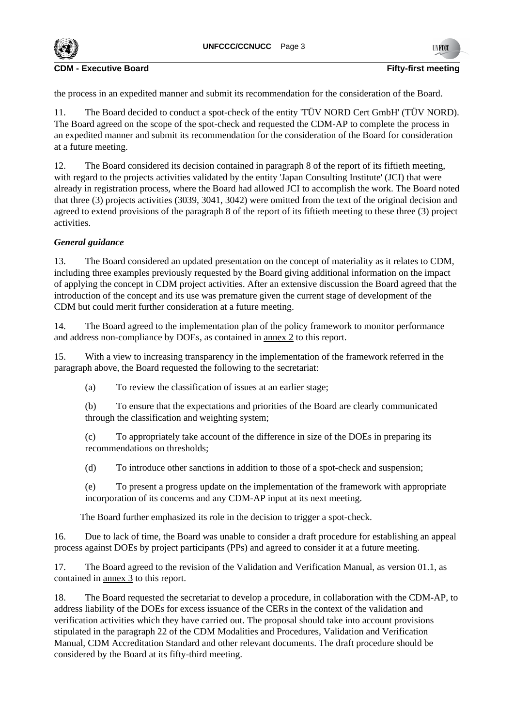the process in an expedited manner and submit its recommendation for the consideration of the Board.

11. The Board decided to conduct a spot-check of the entity 'TÜV NORD Cert GmbH' (TÜV NORD). The Board agreed on the scope of the spot-check and requested the CDM-AP to complete the process in an expedited manner and submit its recommendation for the consideration of the Board for consideration at a future meeting.

12. The Board considered its decision contained in paragraph 8 of the report of its fiftieth meeting, with regard to the projects activities validated by the entity 'Japan Consulting Institute' (JCI) that were already in registration process, where the Board had allowed JCI to accomplish the work. The Board noted that three (3) projects activities (3039, 3041, 3042) were omitted from the text of the original decision and agreed to extend provisions of the paragraph 8 of the report of its fiftieth meeting to these three (3) project activities.

***General guidance***

13. The Board considered an updated presentation on the concept of materiality as it relates to CDM, including three examples previously requested by the Board giving additional information on the impact of applying the concept in CDM project activities. After an extensive discussion the Board agreed that the introduction of the concept and its use was premature given the current stage of development of the CDM but could merit further consideration at a future meeting.

14. The Board agreed to the implementation plan of the policy framework to monitor performance and address non-compliance by DOEs, as contained in annex 2 to this report.

15. With a view to increasing transparency in the implementation of the framework referred in the paragraph above, the Board requested the following to the secretariat:

(a) To review the classification of issues at an earlier stage;

(b) To ensure that the expectations and priorities of the Board are clearly communicated through the classification and weighting system;

(c) To appropriately take account of the difference in size of the DOEs in preparing its recommendations on thresholds;

(d) To introduce other sanctions in addition to those of a spot-check and suspension;

(e) To present a progress update on the implementation of the framework with appropriate incorporation of its concerns and any CDM-AP input at its next meeting.

The Board further emphasized its role in the decision to trigger a spot-check.

16. Due to lack of time, the Board was unable to consider a draft procedure for establishing an appeal process against DOEs by project participants (PPs) and agreed to consider it at a future meeting.

17. The Board agreed to the revision of the Validation and Verification Manual, as version 01.1, as contained in annex 3 to this report.

18. The Board requested the secretariat to develop a procedure, in collaboration with the CDM-AP, to address liability of the DOEs for excess issuance of the CERs in the context of the validation and verification activities which they have carried out. The proposal should take into account provisions stipulated in the paragraph 22 of the CDM Modalities and Procedures, Validation and Verification Manual, CDM Accreditation Standard and other relevant documents. The draft procedure should be considered by the Board at its fifty-third meeting.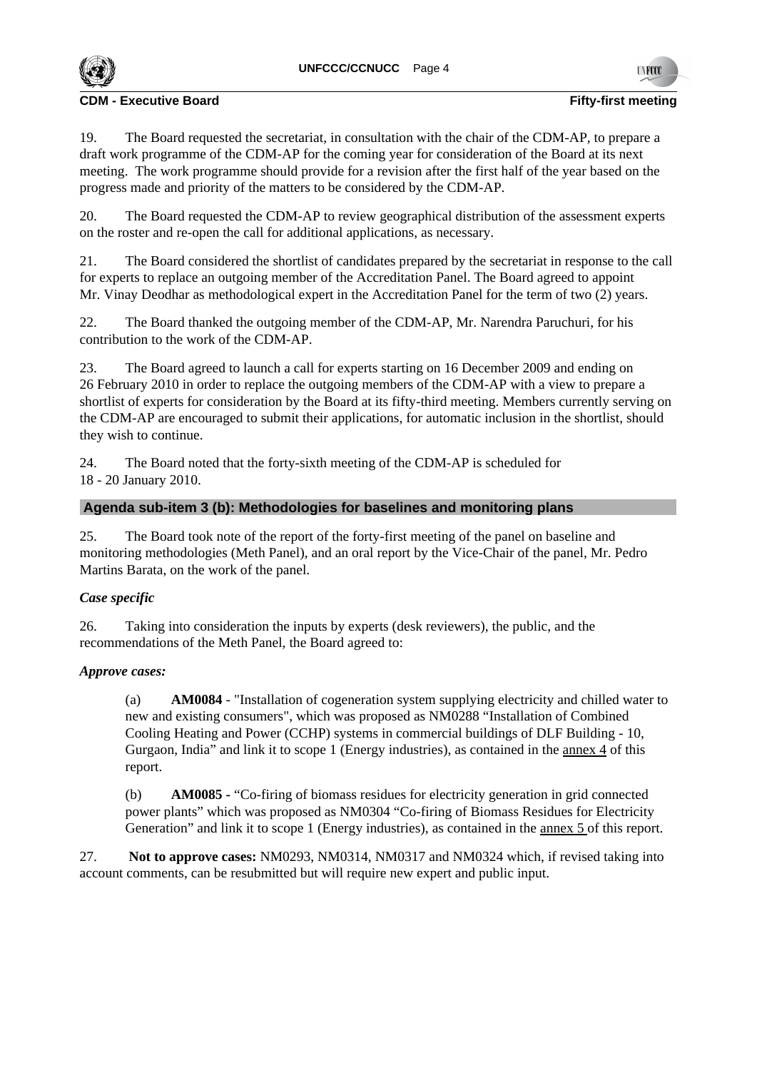19. The Board requested the secretariat, in consultation with the chair of the CDM-AP, to prepare a draft work programme of the CDM-AP for the coming year for consideration of the Board at its next meeting. The work programme should provide for a revision after the first half of the year based on the progress made and priority of the matters to be considered by the CDM-AP.

20. The Board requested the CDM-AP to review geographical distribution of the assessment experts on the roster and re-open the call for additional applications, as necessary.

21. The Board considered the shortlist of candidates prepared by the secretariat in response to the call for experts to replace an outgoing member of the Accreditation Panel. The Board agreed to appoint Mr. Vinay Deodhar as methodological expert in the Accreditation Panel for the term of two (2) years.

22. The Board thanked the outgoing member of the CDM-AP, Mr. Narendra Paruchuri, for his contribution to the work of the CDM-AP.

23. The Board agreed to launch a call for experts starting on 16 December 2009 and ending on 26 February 2010 in order to replace the outgoing members of the CDM-AP with a view to prepare a shortlist of experts for consideration by the Board at its fifty-third meeting. Members currently serving on the CDM-AP are encouraged to submit their applications, for automatic inclusion in the shortlist, should they wish to continue.

24. The Board noted that the forty-sixth meeting of the CDM-AP is scheduled for 18 - 20 January 2010.

## Agenda sub-item 3 (b): Methodologies for baselines and monitoring plans

25. The Board took note of the report of the forty-first meeting of the panel on baseline and monitoring methodologies (Meth Panel), and an oral report by the Vice-Chair of the panel, Mr. Pedro Martins Barata, on the work of the panel.

***Case specific***

26. Taking into consideration the inputs by experts (desk reviewers), the public, and the recommendations of the Meth Panel, the Board agreed to:

***Approve cases:***

(a) **AM0084** - "Installation of cogeneration system supplying electricity and chilled water to new and existing consumers", which was proposed as NM0288 "Installation of Combined Cooling Heating and Power (CCHP) systems in commercial buildings of DLF Building - 10, Gurgaon, India" and link it to scope 1 (Energy industries), as contained in the annex 4 of this report.

(b) **AM0085 -** "Co-firing of biomass residues for electricity generation in grid connected power plants" which was proposed as NM0304 "Co-firing of Biomass Residues for Electricity Generation" and link it to scope 1 (Energy industries), as contained in the annex 5 of this report.

27. **Not to approve cases:** NM0293, NM0314, NM0317 and NM0324 which, if revised taking into account comments, can be resubmitted but will require new expert and public input.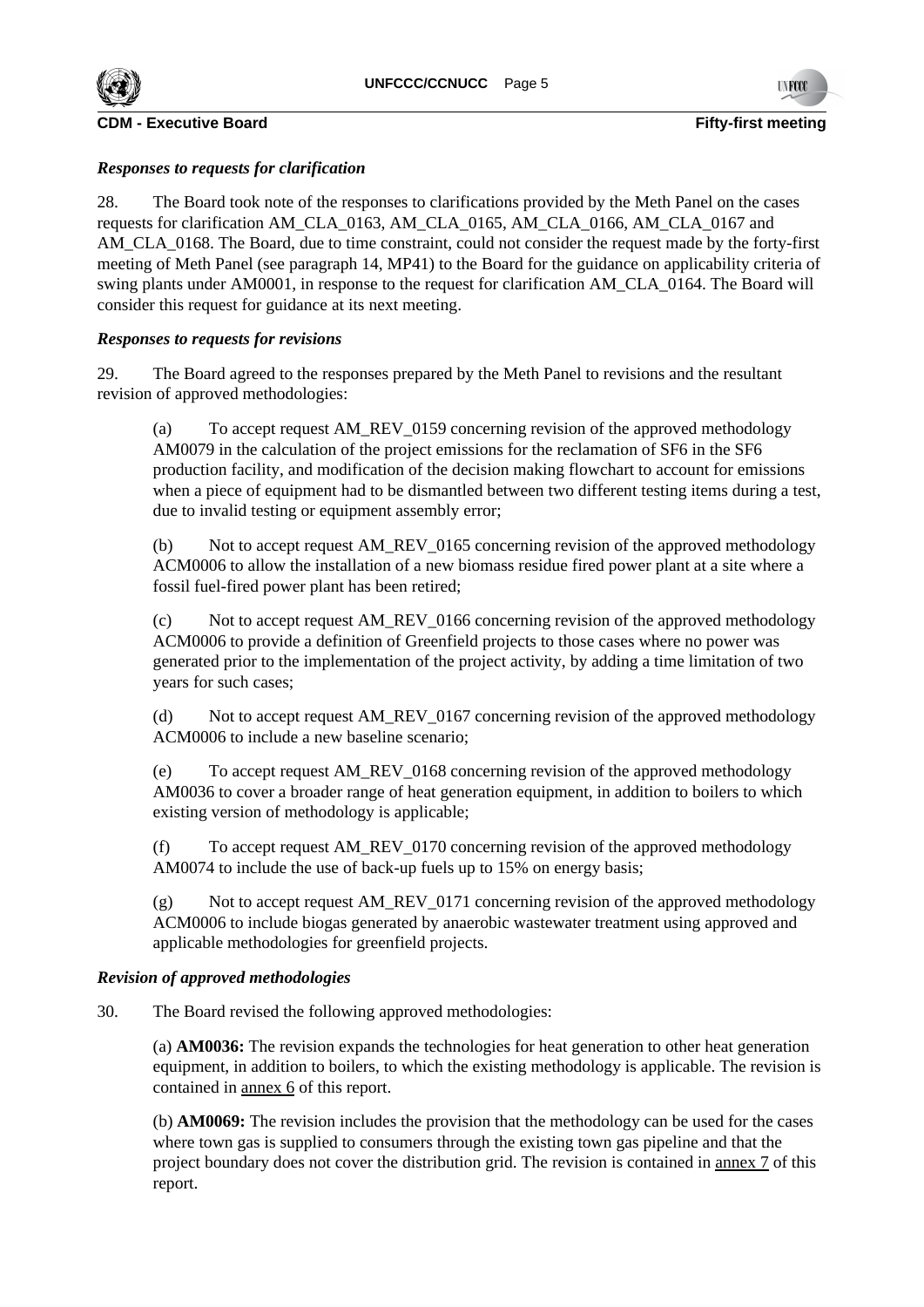*Responses to requests for clarification*

28. The Board took note of the responses to clarifications provided by the Meth Panel on the cases requests for clarification AM_CLA_0163, AM_CLA_0165, AM_CLA_0166, AM_CLA_0167 and AM_CLA_0168. The Board, due to time constraint, could not consider the request made by the forty-first meeting of Meth Panel (see paragraph 14, MP41) to the Board for the guidance on applicability criteria of swing plants under AM0001, in response to the request for clarification AM_CLA_0164. The Board will consider this request for guidance at its next meeting.

*Responses to requests for revisions*

29. The Board agreed to the responses prepared by the Meth Panel to revisions and the resultant revision of approved methodologies:

(a) To accept request AM_REV_0159 concerning revision of the approved methodology AM0079 in the calculation of the project emissions for the reclamation of SF6 in the SF6 production facility, and modification of the decision making flowchart to account for emissions when a piece of equipment had to be dismantled between two different testing items during a test, due to invalid testing or equipment assembly error;

(b) Not to accept request AM_REV_0165 concerning revision of the approved methodology ACM0006 to allow the installation of a new biomass residue fired power plant at a site where a fossil fuel-fired power plant has been retired;

(c) Not to accept request AM_REV_0166 concerning revision of the approved methodology ACM0006 to provide a definition of Greenfield projects to those cases where no power was generated prior to the implementation of the project activity, by adding a time limitation of two years for such cases;

(d) Not to accept request AM_REV_0167 concerning revision of the approved methodology ACM0006 to include a new baseline scenario;

(e) To accept request AM_REV_0168 concerning revision of the approved methodology AM0036 to cover a broader range of heat generation equipment, in addition to boilers to which existing version of methodology is applicable;

(f) To accept request AM_REV_0170 concerning revision of the approved methodology AM0074 to include the use of back-up fuels up to 15% on energy basis;

(g) Not to accept request AM_REV_0171 concerning revision of the approved methodology ACM0006 to include biogas generated by anaerobic wastewater treatment using approved and applicable methodologies for greenfield projects.

*Revision of approved methodologies*

30. The Board revised the following approved methodologies:

(a) **AM0036:** The revision expands the technologies for heat generation to other heat generation equipment, in addition to boilers, to which the existing methodology is applicable. The revision is contained in annex 6 of this report.

(b) **AM0069:** The revision includes the provision that the methodology can be used for the cases where town gas is supplied to consumers through the existing town gas pipeline and that the project boundary does not cover the distribution grid. The revision is contained in annex 7 of this report.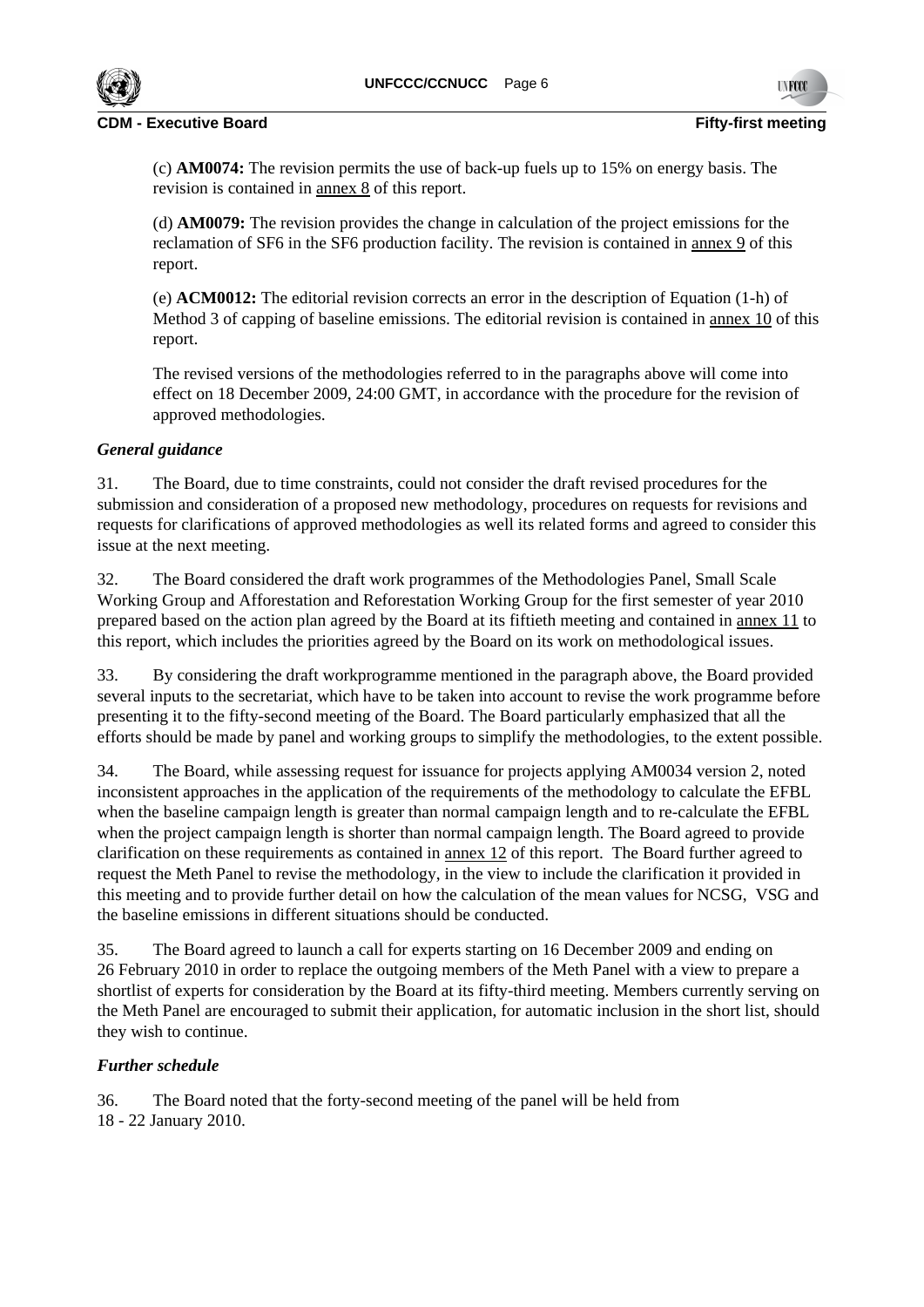(c) **AM0074:** The revision permits the use of back-up fuels up to 15% on energy basis. The revision is contained in annex 8 of this report.

(d) **AM0079:** The revision provides the change in calculation of the project emissions for the reclamation of SF6 in the SF6 production facility. The revision is contained in annex 9 of this report.

(e) **ACM0012:** The editorial revision corrects an error in the description of Equation (1-h) of Method 3 of capping of baseline emissions. The editorial revision is contained in annex 10 of this report.

The revised versions of the methodologies referred to in the paragraphs above will come into effect on 18 December 2009, 24:00 GMT, in accordance with the procedure for the revision of approved methodologies.

*General guidance*

31. The Board, due to time constraints, could not consider the draft revised procedures for the submission and consideration of a proposed new methodology, procedures on requests for revisions and requests for clarifications of approved methodologies as well its related forms and agreed to consider this issue at the next meeting.

32. The Board considered the draft work programmes of the Methodologies Panel, Small Scale Working Group and Afforestation and Reforestation Working Group for the first semester of year 2010 prepared based on the action plan agreed by the Board at its fiftieth meeting and contained in annex 11 to this report, which includes the priorities agreed by the Board on its work on methodological issues.

33. By considering the draft workprogramme mentioned in the paragraph above, the Board provided several inputs to the secretariat, which have to be taken into account to revise the work programme before presenting it to the fifty-second meeting of the Board. The Board particularly emphasized that all the efforts should be made by panel and working groups to simplify the methodologies, to the extent possible.

34. The Board, while assessing request for issuance for projects applying AM0034 version 2, noted inconsistent approaches in the application of the requirements of the methodology to calculate the EFBL when the baseline campaign length is greater than normal campaign length and to re-calculate the EFBL when the project campaign length is shorter than normal campaign length. The Board agreed to provide clarification on these requirements as contained in annex 12 of this report. The Board further agreed to request the Meth Panel to revise the methodology, in the view to include the clarification it provided in this meeting and to provide further detail on how the calculation of the mean values for NCSG, VSG and the baseline emissions in different situations should be conducted.

35. The Board agreed to launch a call for experts starting on 16 December 2009 and ending on 26 February 2010 in order to replace the outgoing members of the Meth Panel with a view to prepare a shortlist of experts for consideration by the Board at its fifty-third meeting. Members currently serving on the Meth Panel are encouraged to submit their application, for automatic inclusion in the short list, should they wish to continue.

*Further schedule*

36. The Board noted that the forty-second meeting of the panel will be held from 18 - 22 January 2010.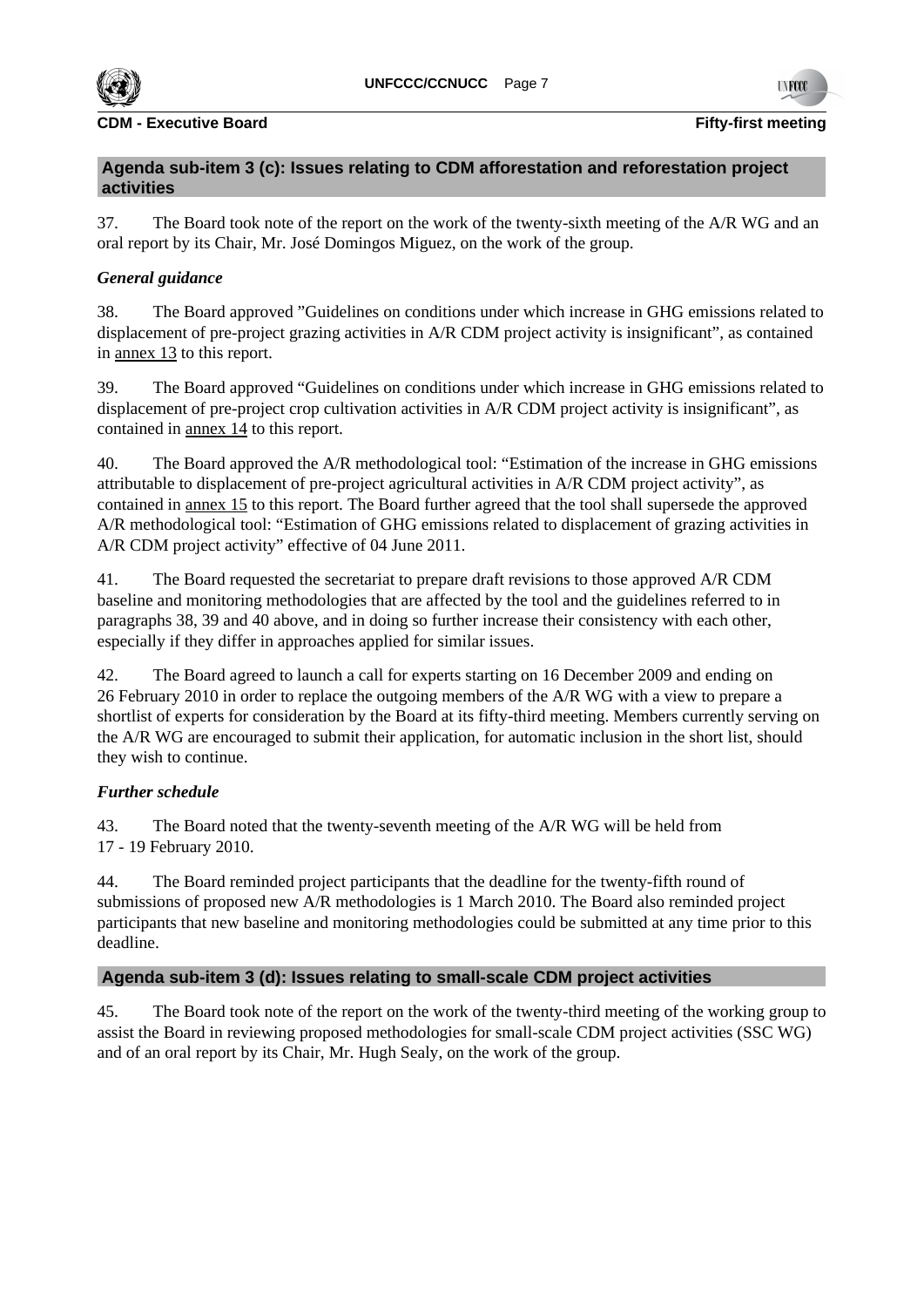## Agenda sub-item 3 (c): Issues relating to CDM afforestation and reforestation project activities

37. The Board took note of the report on the work of the twenty-sixth meeting of the A/R WG and an oral report by its Chair, Mr. José Domingos Miguez, on the work of the group.

### *General guidance*

38. The Board approved "Guidelines on conditions under which increase in GHG emissions related to displacement of pre-project grazing activities in A/R CDM project activity is insignificant", as contained in annex 13 to this report.

39. The Board approved "Guidelines on conditions under which increase in GHG emissions related to displacement of pre-project crop cultivation activities in A/R CDM project activity is insignificant", as contained in annex 14 to this report.

40. The Board approved the A/R methodological tool: "Estimation of the increase in GHG emissions attributable to displacement of pre-project agricultural activities in A/R CDM project activity", as contained in annex 15 to this report. The Board further agreed that the tool shall supersede the approved A/R methodological tool: "Estimation of GHG emissions related to displacement of grazing activities in A/R CDM project activity" effective of 04 June 2011.

41. The Board requested the secretariat to prepare draft revisions to those approved A/R CDM baseline and monitoring methodologies that are affected by the tool and the guidelines referred to in paragraphs 38, 39 and 40 above, and in doing so further increase their consistency with each other, especially if they differ in approaches applied for similar issues.

42. The Board agreed to launch a call for experts starting on 16 December 2009 and ending on 26 February 2010 in order to replace the outgoing members of the A/R WG with a view to prepare a shortlist of experts for consideration by the Board at its fifty-third meeting. Members currently serving on the A/R WG are encouraged to submit their application, for automatic inclusion in the short list, should they wish to continue.

### *Further schedule*

43. The Board noted that the twenty-seventh meeting of the A/R WG will be held from 17 - 19 February 2010.

44. The Board reminded project participants that the deadline for the twenty-fifth round of submissions of proposed new A/R methodologies is 1 March 2010. The Board also reminded project participants that new baseline and monitoring methodologies could be submitted at any time prior to this deadline.

## Agenda sub-item 3 (d): Issues relating to small-scale CDM project activities

45. The Board took note of the report on the work of the twenty-third meeting of the working group to assist the Board in reviewing proposed methodologies for small-scale CDM project activities (SSC WG) and of an oral report by its Chair, Mr. Hugh Sealy, on the work of the group.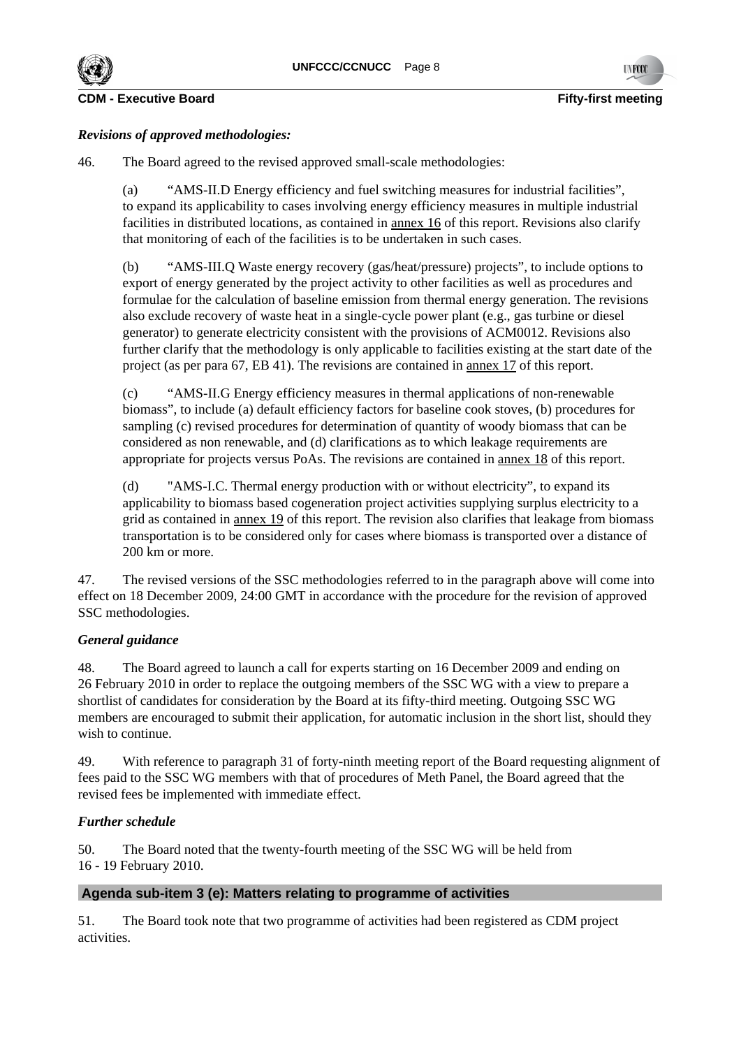*Revisions of approved methodologies:*

46. The Board agreed to the revised approved small-scale methodologies:

(a) "AMS-II.D Energy efficiency and fuel switching measures for industrial facilities", to expand its applicability to cases involving energy efficiency measures in multiple industrial facilities in distributed locations, as contained in annex 16 of this report. Revisions also clarify that monitoring of each of the facilities is to be undertaken in such cases.

(b) "AMS-III.Q Waste energy recovery (gas/heat/pressure) projects", to include options to export of energy generated by the project activity to other facilities as well as procedures and formulae for the calculation of baseline emission from thermal energy generation. The revisions also exclude recovery of waste heat in a single-cycle power plant (e.g., gas turbine or diesel generator) to generate electricity consistent with the provisions of ACM0012. Revisions also further clarify that the methodology is only applicable to facilities existing at the start date of the project (as per para 67, EB 41). The revisions are contained in annex 17 of this report.

(c) "AMS-II.G Energy efficiency measures in thermal applications of non-renewable biomass", to include (a) default efficiency factors for baseline cook stoves, (b) procedures for sampling (c) revised procedures for determination of quantity of woody biomass that can be considered as non renewable, and (d) clarifications as to which leakage requirements are appropriate for projects versus PoAs. The revisions are contained in annex 18 of this report.

(d) "AMS-I.C. Thermal energy production with or without electricity", to expand its applicability to biomass based cogeneration project activities supplying surplus electricity to a grid as contained in annex 19 of this report. The revision also clarifies that leakage from biomass transportation is to be considered only for cases where biomass is transported over a distance of 200 km or more.

47. The revised versions of the SSC methodologies referred to in the paragraph above will come into effect on 18 December 2009, 24:00 GMT in accordance with the procedure for the revision of approved SSC methodologies.

*General guidance*

48. The Board agreed to launch a call for experts starting on 16 December 2009 and ending on 26 February 2010 in order to replace the outgoing members of the SSC WG with a view to prepare a shortlist of candidates for consideration by the Board at its fifty-third meeting. Outgoing SSC WG members are encouraged to submit their application, for automatic inclusion in the short list, should they wish to continue.

49. With reference to paragraph 31 of forty-ninth meeting report of the Board requesting alignment of fees paid to the SSC WG members with that of procedures of Meth Panel, the Board agreed that the revised fees be implemented with immediate effect.

*Further schedule*

50. The Board noted that the twenty-fourth meeting of the SSC WG will be held from 16 - 19 February 2010.

**Agenda sub-item 3 (e): Matters relating to programme of activities**

51. The Board took note that two programme of activities had been registered as CDM project activities.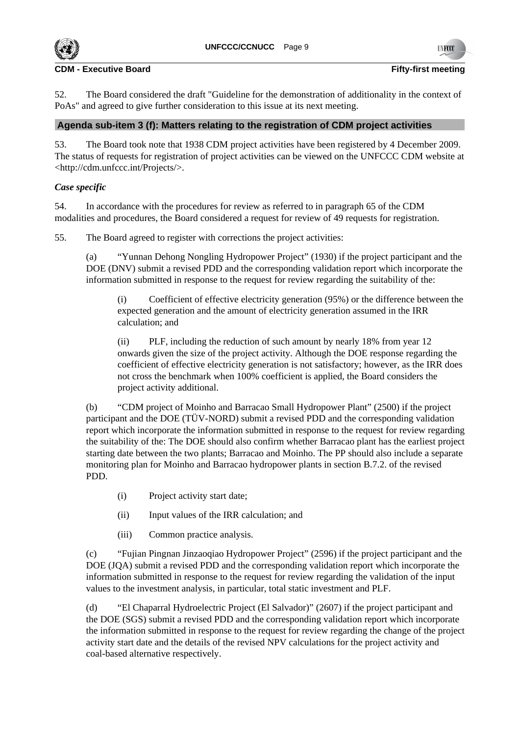52. The Board considered the draft "Guideline for the demonstration of additionality in the context of PoAs" and agreed to give further consideration to this issue at its next meeting.

## Agenda sub-item 3 (f): Matters relating to the registration of CDM project activities

53. The Board took note that 1938 CDM project activities have been registered by 4 December 2009. The status of requests for registration of project activities can be viewed on the UNFCCC CDM website at <http://cdm.unfccc.int/Projects/>.

### *Case specific*

54. In accordance with the procedures for review as referred to in paragraph 65 of the CDM modalities and procedures, the Board considered a request for review of 49 requests for registration.

55. The Board agreed to register with corrections the project activities:

(a) "Yunnan Dehong Nongling Hydropower Project" (1930) if the project participant and the DOE (DNV) submit a revised PDD and the corresponding validation report which incorporate the information submitted in response to the request for review regarding the suitability of the:

(i) Coefficient of effective electricity generation (95%) or the difference between the expected generation and the amount of electricity generation assumed in the IRR calculation; and

(ii) PLF, including the reduction of such amount by nearly 18% from year 12 onwards given the size of the project activity. Although the DOE response regarding the coefficient of effective electricity generation is not satisfactory; however, as the IRR does not cross the benchmark when 100% coefficient is applied, the Board considers the project activity additional.

(b) "CDM project of Moinho and Barracao Small Hydropower Plant" (2500) if the project participant and the DOE (TÜV-NORD) submit a revised PDD and the corresponding validation report which incorporate the information submitted in response to the request for review regarding the suitability of the: The DOE should also confirm whether Barracao plant has the earliest project starting date between the two plants; Barracao and Moinho. The PP should also include a separate monitoring plan for Moinho and Barracao hydropower plants in section B.7.2. of the revised PDD.

(i) Project activity start date;

(ii) Input values of the IRR calculation; and

(iii) Common practice analysis.

(c) "Fujian Pingnan Jinzaoqiao Hydropower Project" (2596) if the project participant and the DOE (JQA) submit a revised PDD and the corresponding validation report which incorporate the information submitted in response to the request for review regarding the validation of the input values to the investment analysis, in particular, total static investment and PLF.

(d) "El Chaparral Hydroelectric Project (El Salvador)" (2607) if the project participant and the DOE (SGS) submit a revised PDD and the corresponding validation report which incorporate the information submitted in response to the request for review regarding the change of the project activity start date and the details of the revised NPV calculations for the project activity and coal-based alternative respectively.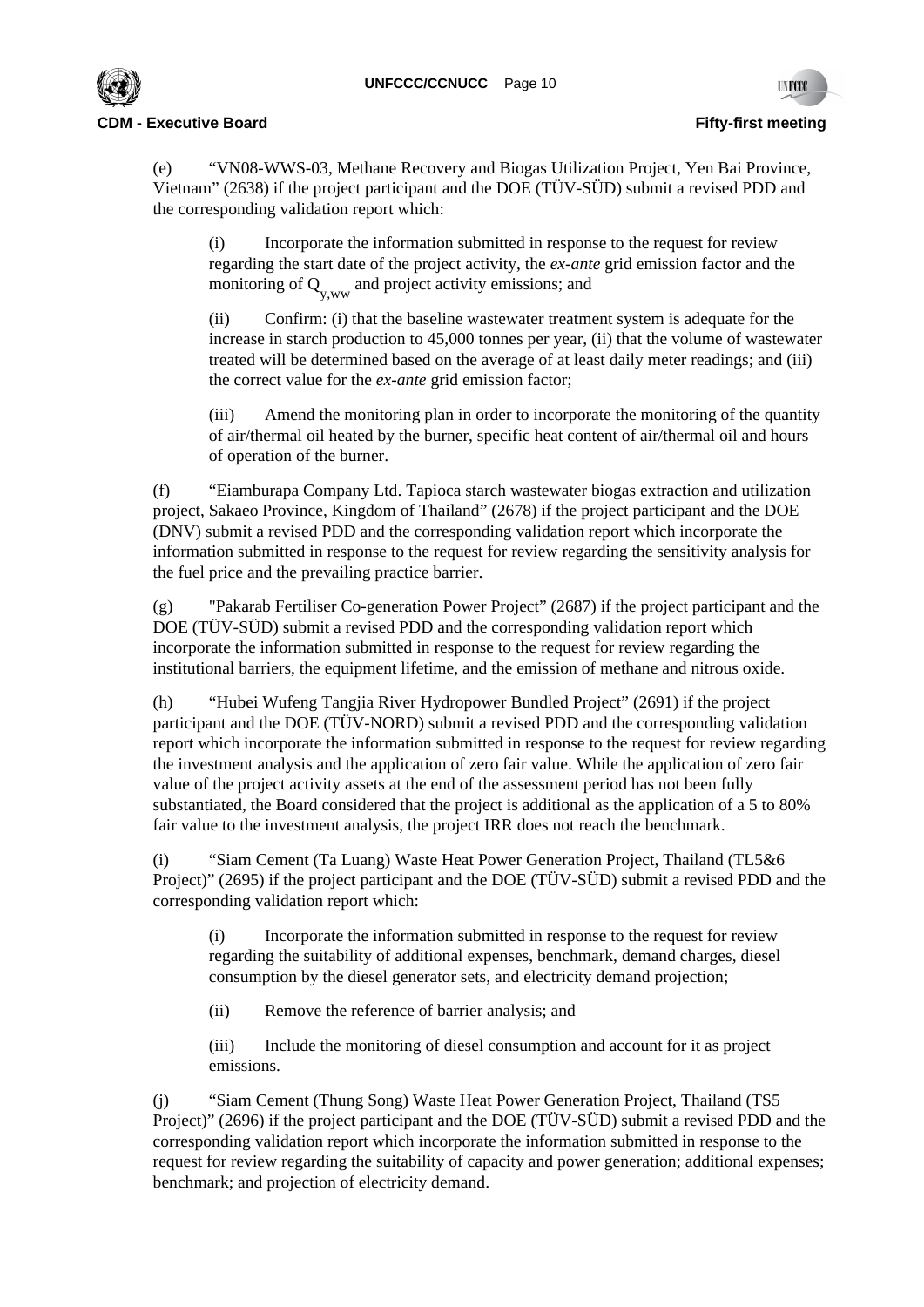(e) "VN08-WWS-03, Methane Recovery and Biogas Utilization Project, Yen Bai Province, Vietnam" (2638) if the project participant and the DOE (TÜV-SÜD) submit a revised PDD and the corresponding validation report which:

(i) Incorporate the information submitted in response to the request for review regarding the start date of the project activity, the *ex-ante* grid emission factor and the monitoring of $Q_{y,ww}$ and project activity emissions; and

(ii) Confirm: (i) that the baseline wastewater treatment system is adequate for the increase in starch production to 45,000 tonnes per year, (ii) that the volume of wastewater treated will be determined based on the average of at least daily meter readings; and (iii) the correct value for the *ex-ante* grid emission factor;

(iii) Amend the monitoring plan in order to incorporate the monitoring of the quantity of air/thermal oil heated by the burner, specific heat content of air/thermal oil and hours of operation of the burner.

(f) "Eiamburapa Company Ltd. Tapioca starch wastewater biogas extraction and utilization project, Sakaeo Province, Kingdom of Thailand" (2678) if the project participant and the DOE (DNV) submit a revised PDD and the corresponding validation report which incorporate the information submitted in response to the request for review regarding the sensitivity analysis for the fuel price and the prevailing practice barrier.

(g) "Pakarab Fertiliser Co-generation Power Project" (2687) if the project participant and the DOE (TÜV-SÜD) submit a revised PDD and the corresponding validation report which incorporate the information submitted in response to the request for review regarding the institutional barriers, the equipment lifetime, and the emission of methane and nitrous oxide.

(h) "Hubei Wufeng Tangjia River Hydropower Bundled Project" (2691) if the project participant and the DOE (TÜV-NORD) submit a revised PDD and the corresponding validation report which incorporate the information submitted in response to the request for review regarding the investment analysis and the application of zero fair value. While the application of zero fair value of the project activity assets at the end of the assessment period has not been fully substantiated, the Board considered that the project is additional as the application of a 5 to 80% fair value to the investment analysis, the project IRR does not reach the benchmark.

(i) "Siam Cement (Ta Luang) Waste Heat Power Generation Project, Thailand (TL5&6 Project)" (2695) if the project participant and the DOE (TÜV-SÜD) submit a revised PDD and the corresponding validation report which:

(i) Incorporate the information submitted in response to the request for review regarding the suitability of additional expenses, benchmark, demand charges, diesel consumption by the diesel generator sets, and electricity demand projection;

(ii) Remove the reference of barrier analysis; and

(iii) Include the monitoring of diesel consumption and account for it as project emissions.

(j) "Siam Cement (Thung Song) Waste Heat Power Generation Project, Thailand (TS5 Project)" (2696) if the project participant and the DOE (TÜV-SÜD) submit a revised PDD and the corresponding validation report which incorporate the information submitted in response to the request for review regarding the suitability of capacity and power generation; additional expenses; benchmark; and projection of electricity demand.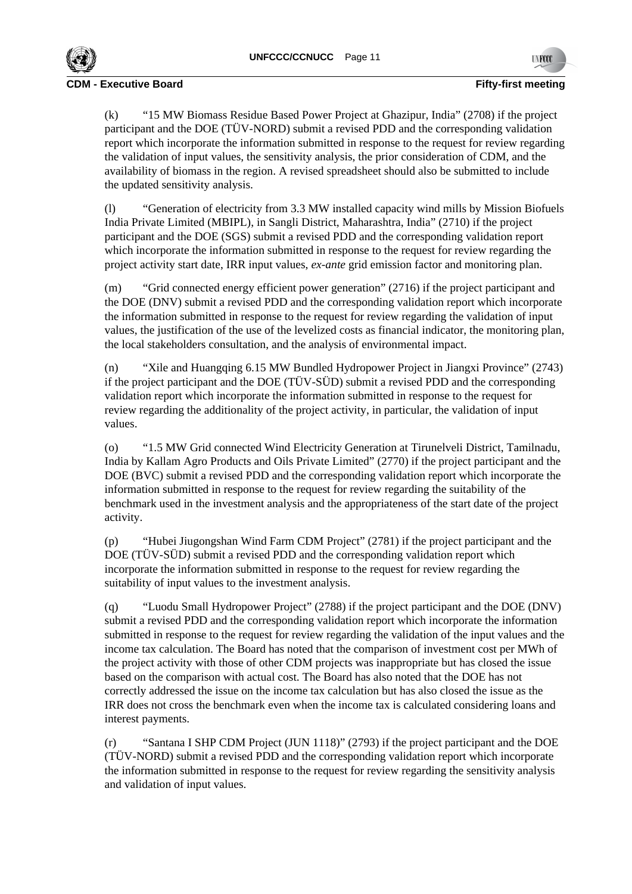(k) "15 MW Biomass Residue Based Power Project at Ghazipur, India" (2708) if the project participant and the DOE (TÜV-NORD) submit a revised PDD and the corresponding validation report which incorporate the information submitted in response to the request for review regarding the validation of input values, the sensitivity analysis, the prior consideration of CDM, and the availability of biomass in the region. A revised spreadsheet should also be submitted to include the updated sensitivity analysis.

(l) "Generation of electricity from 3.3 MW installed capacity wind mills by Mission Biofuels India Private Limited (MBIPL), in Sangli District, Maharashtra, India" (2710) if the project participant and the DOE (SGS) submit a revised PDD and the corresponding validation report which incorporate the information submitted in response to the request for review regarding the project activity start date, IRR input values, *ex-ante* grid emission factor and monitoring plan.

(m) "Grid connected energy efficient power generation" (2716) if the project participant and the DOE (DNV) submit a revised PDD and the corresponding validation report which incorporate the information submitted in response to the request for review regarding the validation of input values, the justification of the use of the levelized costs as financial indicator, the monitoring plan, the local stakeholders consultation, and the analysis of environmental impact.

(n) "Xile and Huangqing 6.15 MW Bundled Hydropower Project in Jiangxi Province" (2743) if the project participant and the DOE (TÜV-SÜD) submit a revised PDD and the corresponding validation report which incorporate the information submitted in response to the request for review regarding the additionality of the project activity, in particular, the validation of input values.

(o) "1.5 MW Grid connected Wind Electricity Generation at Tirunelveli District, Tamilnadu, India by Kallam Agro Products and Oils Private Limited" (2770) if the project participant and the DOE (BVC) submit a revised PDD and the corresponding validation report which incorporate the information submitted in response to the request for review regarding the suitability of the benchmark used in the investment analysis and the appropriateness of the start date of the project activity.

(p) "Hubei Jiugongshan Wind Farm CDM Project" (2781) if the project participant and the DOE (TÜV-SÜD) submit a revised PDD and the corresponding validation report which incorporate the information submitted in response to the request for review regarding the suitability of input values to the investment analysis.

(q) "Luodu Small Hydropower Project" (2788) if the project participant and the DOE (DNV) submit a revised PDD and the corresponding validation report which incorporate the information submitted in response to the request for review regarding the validation of the input values and the income tax calculation. The Board has noted that the comparison of investment cost per MWh of the project activity with those of other CDM projects was inappropriate but has closed the issue based on the comparison with actual cost. The Board has also noted that the DOE has not correctly addressed the issue on the income tax calculation but has also closed the issue as the IRR does not cross the benchmark even when the income tax is calculated considering loans and interest payments.

(r) "Santana I SHP CDM Project (JUN 1118)" (2793) if the project participant and the DOE (TÜV-NORD) submit a revised PDD and the corresponding validation report which incorporate the information submitted in response to the request for review regarding the sensitivity analysis and validation of input values.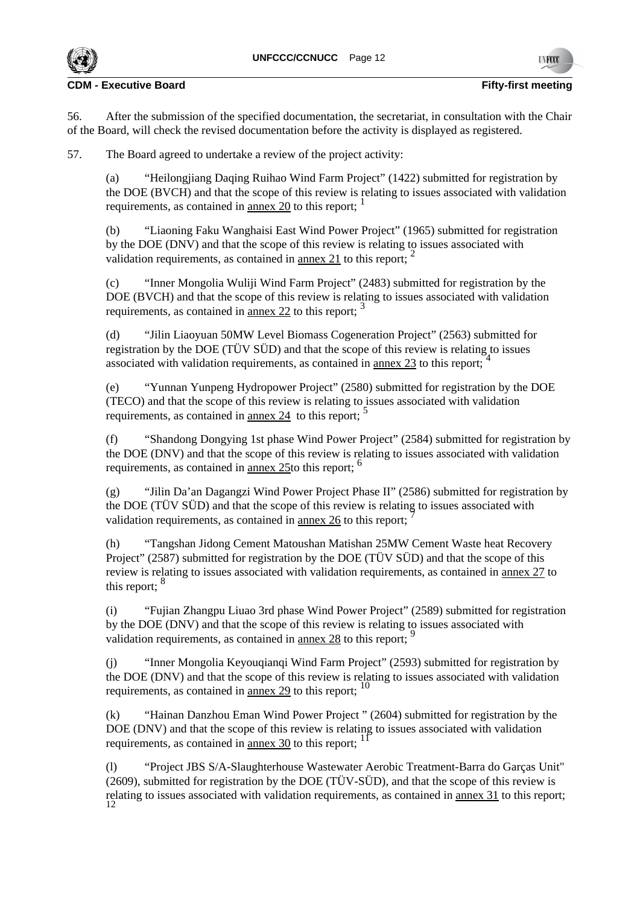56. After the submission of the specified documentation, the secretariat, in consultation with the Chair of the Board, will check the revised documentation before the activity is displayed as registered.

57. The Board agreed to undertake a review of the project activity:

(a) "Heilongjiang Daqing Ruihao Wind Farm Project" (1422) submitted for registration by the DOE (BVCH) and that the scope of this review is relating to issues associated with validation requirements, as contained in annex 20 to this report; [1]

(b) "Liaoning Faku Wanghaisi East Wind Power Project" (1965) submitted for registration by the DOE (DNV) and that the scope of this review is relating to issues associated with validation requirements, as contained in annex 21 to this report; [2]

(c) "Inner Mongolia Wuliji Wind Farm Project" (2483) submitted for registration by the DOE (BVCH) and that the scope of this review is relating to issues associated with validation requirements, as contained in annex 22 to this report; [3]

(d) "Jilin Liaoyuan 50MW Level Biomass Cogeneration Project" (2563) submitted for registration by the DOE (TÜV SÜD) and that the scope of this review is relating to issues associated with validation requirements, as contained in annex 23 to this report; [4]

(e) "Yunnan Yunpeng Hydropower Project" (2580) submitted for registration by the DOE (TECO) and that the scope of this review is relating to issues associated with validation requirements, as contained in annex 24 to this report; [5]

(f) "Shandong Dongying 1st phase Wind Power Project" (2584) submitted for registration by the DOE (DNV) and that the scope of this review is relating to issues associated with validation requirements, as contained in annex 25to this report; [6]

(g) "Jilin Da'an Dagangzi Wind Power Project Phase II" (2586) submitted for registration by the DOE (TÜV SÜD) and that the scope of this review is relating to issues associated with validation requirements, as contained in annex 26 to this report; [7]

(h) "Tangshan Jidong Cement Matoushan Matishan 25MW Cement Waste heat Recovery Project" (2587) submitted for registration by the DOE (TÜV SÜD) and that the scope of this review is relating to issues associated with validation requirements, as contained in annex 27 to this report; [8]

(i) "Fujian Zhangpu Liuao 3rd phase Wind Power Project" (2589) submitted for registration by the DOE (DNV) and that the scope of this review is relating to issues associated with validation requirements, as contained in annex 28 to this report; [9]

(j) "Inner Mongolia Keyouqianqi Wind Farm Project" (2593) submitted for registration by the DOE (DNV) and that the scope of this review is relating to issues associated with validation requirements, as contained in annex 29 to this report; [10]

(k) "Hainan Danzhou Eman Wind Power Project " (2604) submitted for registration by the DOE (DNV) and that the scope of this review is relating to issues associated with validation requirements, as contained in annex 30 to this report; [11]

(l) "Project JBS S/A-Slaughterhouse Wastewater Aerobic Treatment-Barra do Garças Unit" (2609), submitted for registration by the DOE (TÜV-SÜD), and that the scope of this review is relating to issues associated with validation requirements, as contained in annex 31 to this report; [12]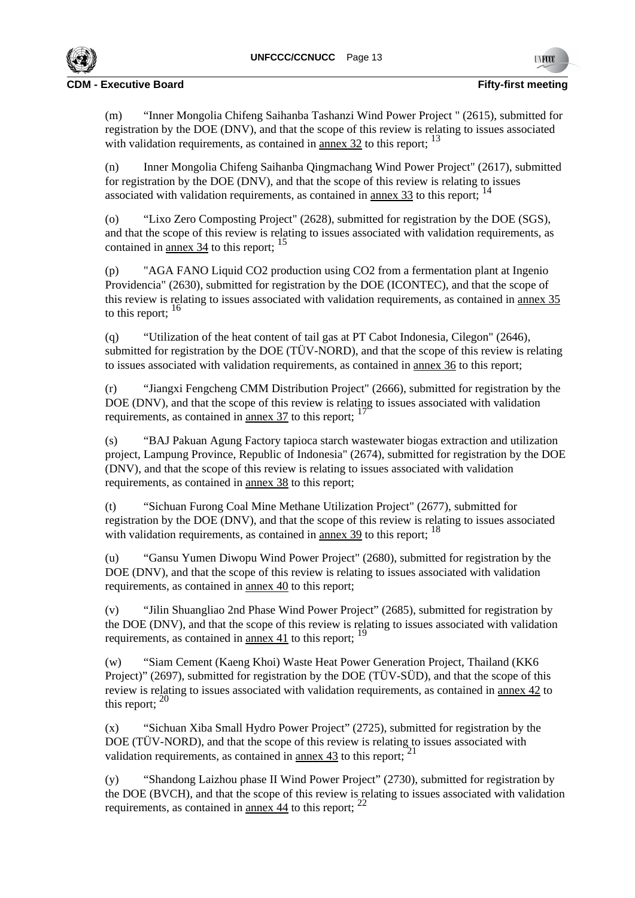(m) "Inner Mongolia Chifeng Saihanba Tashanzi Wind Power Project " (2615), submitted for registration by the DOE (DNV), and that the scope of this review is relating to issues associated with validation requirements, as contained in annex 32 to this report; [13]

(n) Inner Mongolia Chifeng Saihanba Qingmachang Wind Power Project" (2617), submitted for registration by the DOE (DNV), and that the scope of this review is relating to issues associated with validation requirements, as contained in annex 33 to this report; [14]

(o) "Lixo Zero Composting Project" (2628), submitted for registration by the DOE (SGS), and that the scope of this review is relating to issues associated with validation requirements, as contained in annex 34 to this report; [15]

(p) "AGA FANO Liquid CO2 production using CO2 from a fermentation plant at Ingenio Providencia" (2630), submitted for registration by the DOE (ICONTEC), and that the scope of this review is relating to issues associated with validation requirements, as contained in annex 35 to this report; [16]

(q) "Utilization of the heat content of tail gas at PT Cabot Indonesia, Cilegon" (2646), submitted for registration by the DOE (TÜV-NORD), and that the scope of this review is relating to issues associated with validation requirements, as contained in annex 36 to this report;

(r) "Jiangxi Fengcheng CMM Distribution Project" (2666), submitted for registration by the DOE (DNV), and that the scope of this review is relating to issues associated with validation requirements, as contained in annex 37 to this report; [17]

(s) "BAJ Pakuan Agung Factory tapioca starch wastewater biogas extraction and utilization project, Lampung Province, Republic of Indonesia" (2674), submitted for registration by the DOE (DNV), and that the scope of this review is relating to issues associated with validation requirements, as contained in annex 38 to this report;

(t) "Sichuan Furong Coal Mine Methane Utilization Project" (2677), submitted for registration by the DOE (DNV), and that the scope of this review is relating to issues associated with validation requirements, as contained in annex 39 to this report; [18]

(u) "Gansu Yumen Diwopu Wind Power Project" (2680), submitted for registration by the DOE (DNV), and that the scope of this review is relating to issues associated with validation requirements, as contained in annex 40 to this report;

(v) "Jilin Shuangliao 2nd Phase Wind Power Project" (2685), submitted for registration by the DOE (DNV), and that the scope of this review is relating to issues associated with validation requirements, as contained in annex 41 to this report; [19]

(w) "Siam Cement (Kaeng Khoi) Waste Heat Power Generation Project, Thailand (KK6 Project)" (2697), submitted for registration by the DOE (TÜV-SÜD), and that the scope of this review is relating to issues associated with validation requirements, as contained in annex 42 to this report; [20]

(x) "Sichuan Xiba Small Hydro Power Project" (2725), submitted for registration by the DOE (TÜV-NORD), and that the scope of this review is relating to issues associated with validation requirements, as contained in annex 43 to this report; [21]

(y) "Shandong Laizhou phase II Wind Power Project" (2730), submitted for registration by the DOE (BVCH), and that the scope of this review is relating to issues associated with validation requirements, as contained in annex 44 to this report; [22]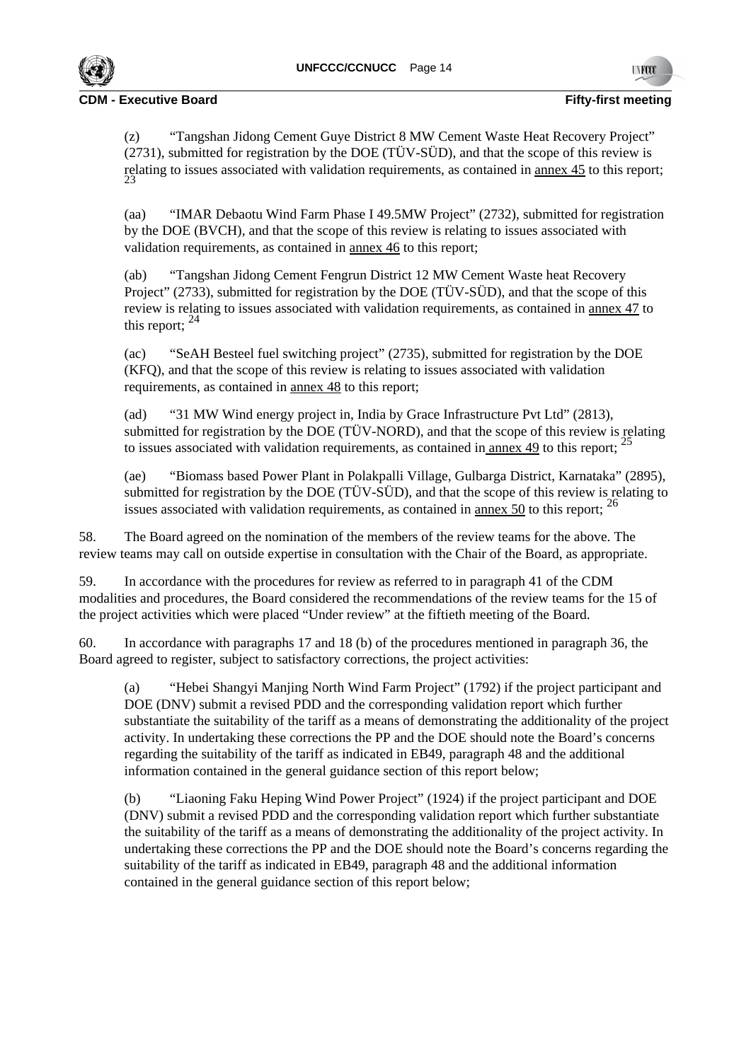(z) "Tangshan Jidong Cement Guye District 8 MW Cement Waste Heat Recovery Project" (2731), submitted for registration by the DOE (TÜV-SÜD), and that the scope of this review is relating to issues associated with validation requirements, as contained in annex 45 to this report; [23]

(aa) "IMAR Debaotu Wind Farm Phase I 49.5MW Project" (2732), submitted for registration by the DOE (BVCH), and that the scope of this review is relating to issues associated with validation requirements, as contained in annex 46 to this report;

(ab) "Tangshan Jidong Cement Fengrun District 12 MW Cement Waste heat Recovery Project" (2733), submitted for registration by the DOE (TÜV-SÜD), and that the scope of this review is relating to issues associated with validation requirements, as contained in annex 47 to this report; [24]

(ac) "SeAH Besteel fuel switching project" (2735), submitted for registration by the DOE (KFQ), and that the scope of this review is relating to issues associated with validation requirements, as contained in annex 48 to this report;

(ad) "31 MW Wind energy project in, India by Grace Infrastructure Pvt Ltd" (2813), submitted for registration by the DOE (TÜV-NORD), and that the scope of this review is relating to issues associated with validation requirements, as contained in annex 49 to this report; [25]

(ae) "Biomass based Power Plant in Polakpalli Village, Gulbarga District, Karnataka" (2895), submitted for registration by the DOE (TÜV-SÜD), and that the scope of this review is relating to issues associated with validation requirements, as contained in annex 50 to this report; [26]

58. The Board agreed on the nomination of the members of the review teams for the above. The review teams may call on outside expertise in consultation with the Chair of the Board, as appropriate.

59. In accordance with the procedures for review as referred to in paragraph 41 of the CDM modalities and procedures, the Board considered the recommendations of the review teams for the 15 of the project activities which were placed "Under review" at the fiftieth meeting of the Board.

60. In accordance with paragraphs 17 and 18 (b) of the procedures mentioned in paragraph 36, the Board agreed to register, subject to satisfactory corrections, the project activities:

(a) "Hebei Shangyi Manjing North Wind Farm Project" (1792) if the project participant and DOE (DNV) submit a revised PDD and the corresponding validation report which further substantiate the suitability of the tariff as a means of demonstrating the additionality of the project activity. In undertaking these corrections the PP and the DOE should note the Board's concerns regarding the suitability of the tariff as indicated in EB49, paragraph 48 and the additional information contained in the general guidance section of this report below;

(b) "Liaoning Faku Heping Wind Power Project" (1924) if the project participant and DOE (DNV) submit a revised PDD and the corresponding validation report which further substantiate the suitability of the tariff as a means of demonstrating the additionality of the project activity. In undertaking these corrections the PP and the DOE should note the Board's concerns regarding the suitability of the tariff as indicated in EB49, paragraph 48 and the additional information contained in the general guidance section of this report below;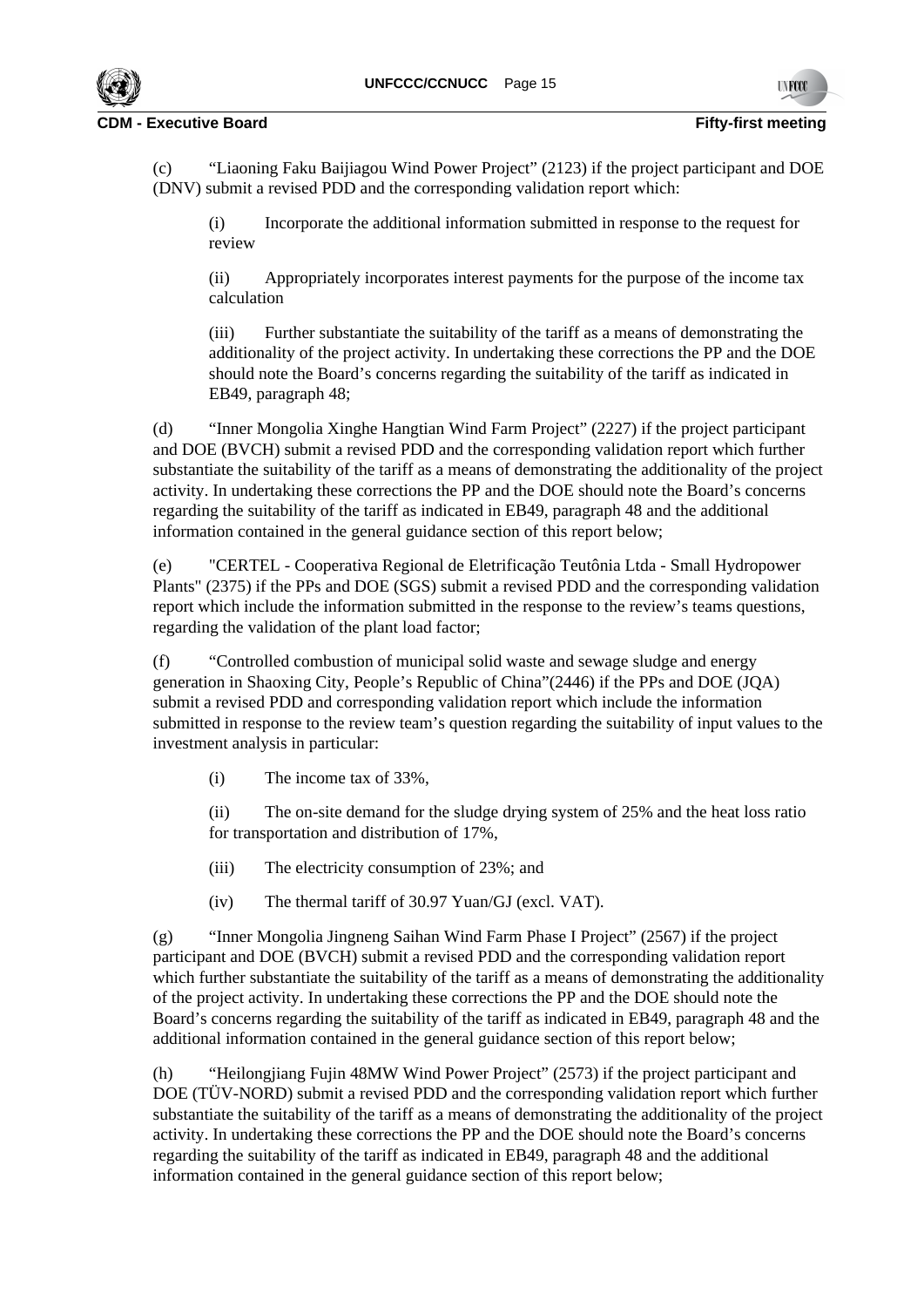(c) "Liaoning Faku Baijiagou Wind Power Project" (2123) if the project participant and DOE (DNV) submit a revised PDD and the corresponding validation report which:

(i) Incorporate the additional information submitted in response to the request for review

(ii) Appropriately incorporates interest payments for the purpose of the income tax calculation

(iii) Further substantiate the suitability of the tariff as a means of demonstrating the additionality of the project activity. In undertaking these corrections the PP and the DOE should note the Board's concerns regarding the suitability of the tariff as indicated in EB49, paragraph 48;

(d) "Inner Mongolia Xinghe Hangtian Wind Farm Project" (2227) if the project participant and DOE (BVCH) submit a revised PDD and the corresponding validation report which further substantiate the suitability of the tariff as a means of demonstrating the additionality of the project activity. In undertaking these corrections the PP and the DOE should note the Board's concerns regarding the suitability of the tariff as indicated in EB49, paragraph 48 and the additional information contained in the general guidance section of this report below;

(e) "CERTEL - Cooperativa Regional de Eletrificação Teutônia Ltda - Small Hydropower Plants" (2375) if the PPs and DOE (SGS) submit a revised PDD and the corresponding validation report which include the information submitted in the response to the review's teams questions, regarding the validation of the plant load factor;

(f) "Controlled combustion of municipal solid waste and sewage sludge and energy generation in Shaoxing City, People's Republic of China"(2446) if the PPs and DOE (JQA) submit a revised PDD and corresponding validation report which include the information submitted in response to the review team's question regarding the suitability of input values to the investment analysis in particular:

(i) The income tax of 33%,

(ii) The on-site demand for the sludge drying system of 25% and the heat loss ratio for transportation and distribution of 17%,

(iii) The electricity consumption of 23%; and

(iv) The thermal tariff of 30.97 Yuan/GJ (excl. VAT).

(g) "Inner Mongolia Jingneng Saihan Wind Farm Phase I Project" (2567) if the project participant and DOE (BVCH) submit a revised PDD and the corresponding validation report which further substantiate the suitability of the tariff as a means of demonstrating the additionality of the project activity. In undertaking these corrections the PP and the DOE should note the Board's concerns regarding the suitability of the tariff as indicated in EB49, paragraph 48 and the additional information contained in the general guidance section of this report below;

(h) "Heilongjiang Fujin 48MW Wind Power Project" (2573) if the project participant and DOE (TÜV-NORD) submit a revised PDD and the corresponding validation report which further substantiate the suitability of the tariff as a means of demonstrating the additionality of the project activity. In undertaking these corrections the PP and the DOE should note the Board's concerns regarding the suitability of the tariff as indicated in EB49, paragraph 48 and the additional information contained in the general guidance section of this report below;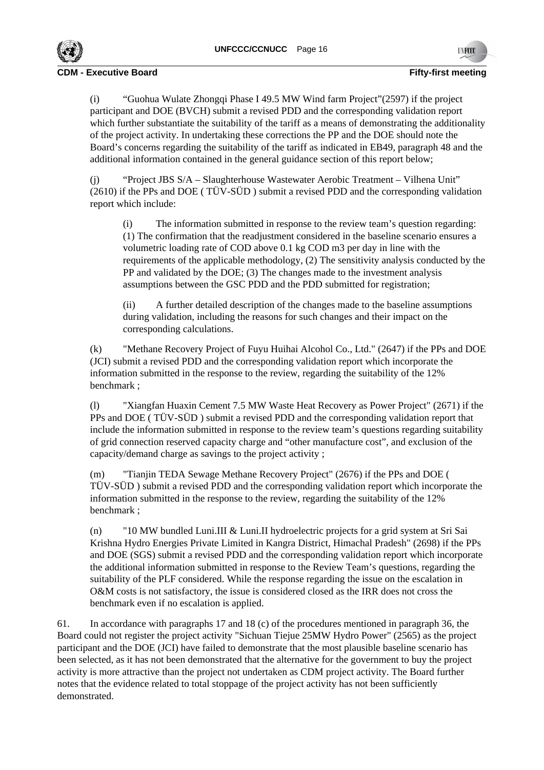(i) "Guohua Wulate Zhongqi Phase I 49.5 MW Wind farm Project"(2597) if the project participant and DOE (BVCH) submit a revised PDD and the corresponding validation report which further substantiate the suitability of the tariff as a means of demonstrating the additionality of the project activity. In undertaking these corrections the PP and the DOE should note the Board's concerns regarding the suitability of the tariff as indicated in EB49, paragraph 48 and the additional information contained in the general guidance section of this report below;

(j) "Project JBS S/A – Slaughterhouse Wastewater Aerobic Treatment – Vilhena Unit" (2610) if the PPs and DOE ( TÜV-SÜD ) submit a revised PDD and the corresponding validation report which include:

(i) The information submitted in response to the review team's question regarding: (1) The confirmation that the readjustment considered in the baseline scenario ensures a volumetric loading rate of COD above 0.1 kg COD m3 per day in line with the requirements of the applicable methodology, (2) The sensitivity analysis conducted by the PP and validated by the DOE; (3) The changes made to the investment analysis assumptions between the GSC PDD and the PDD submitted for registration;

(ii) A further detailed description of the changes made to the baseline assumptions during validation, including the reasons for such changes and their impact on the corresponding calculations.

(k) "Methane Recovery Project of Fuyu Huihai Alcohol Co., Ltd." (2647) if the PPs and DOE (JCI) submit a revised PDD and the corresponding validation report which incorporate the information submitted in the response to the review, regarding the suitability of the 12% benchmark ;

(l) "Xiangfan Huaxin Cement 7.5 MW Waste Heat Recovery as Power Project" (2671) if the PPs and DOE ( TÜV-SÜD ) submit a revised PDD and the corresponding validation report that include the information submitted in response to the review team's questions regarding suitability of grid connection reserved capacity charge and "other manufacture cost", and exclusion of the capacity/demand charge as savings to the project activity ;

(m) "Tianjin TEDA Sewage Methane Recovery Project" (2676) if the PPs and DOE ( TÜV-SÜD ) submit a revised PDD and the corresponding validation report which incorporate the information submitted in the response to the review, regarding the suitability of the 12% benchmark ;

(n) "10 MW bundled Luni.III & Luni.II hydroelectric projects for a grid system at Sri Sai Krishna Hydro Energies Private Limited in Kangra District, Himachal Pradesh" (2698) if the PPs and DOE (SGS) submit a revised PDD and the corresponding validation report which incorporate the additional information submitted in response to the Review Team's questions, regarding the suitability of the PLF considered. While the response regarding the issue on the escalation in O&M costs is not satisfactory, the issue is considered closed as the IRR does not cross the benchmark even if no escalation is applied.

61. In accordance with paragraphs 17 and 18 (c) of the procedures mentioned in paragraph 36, the Board could not register the project activity "Sichuan Tiejue 25MW Hydro Power" (2565) as the project participant and the DOE (JCI) have failed to demonstrate that the most plausible baseline scenario has been selected, as it has not been demonstrated that the alternative for the government to buy the project activity is more attractive than the project not undertaken as CDM project activity. The Board further notes that the evidence related to total stoppage of the project activity has not been sufficiently demonstrated.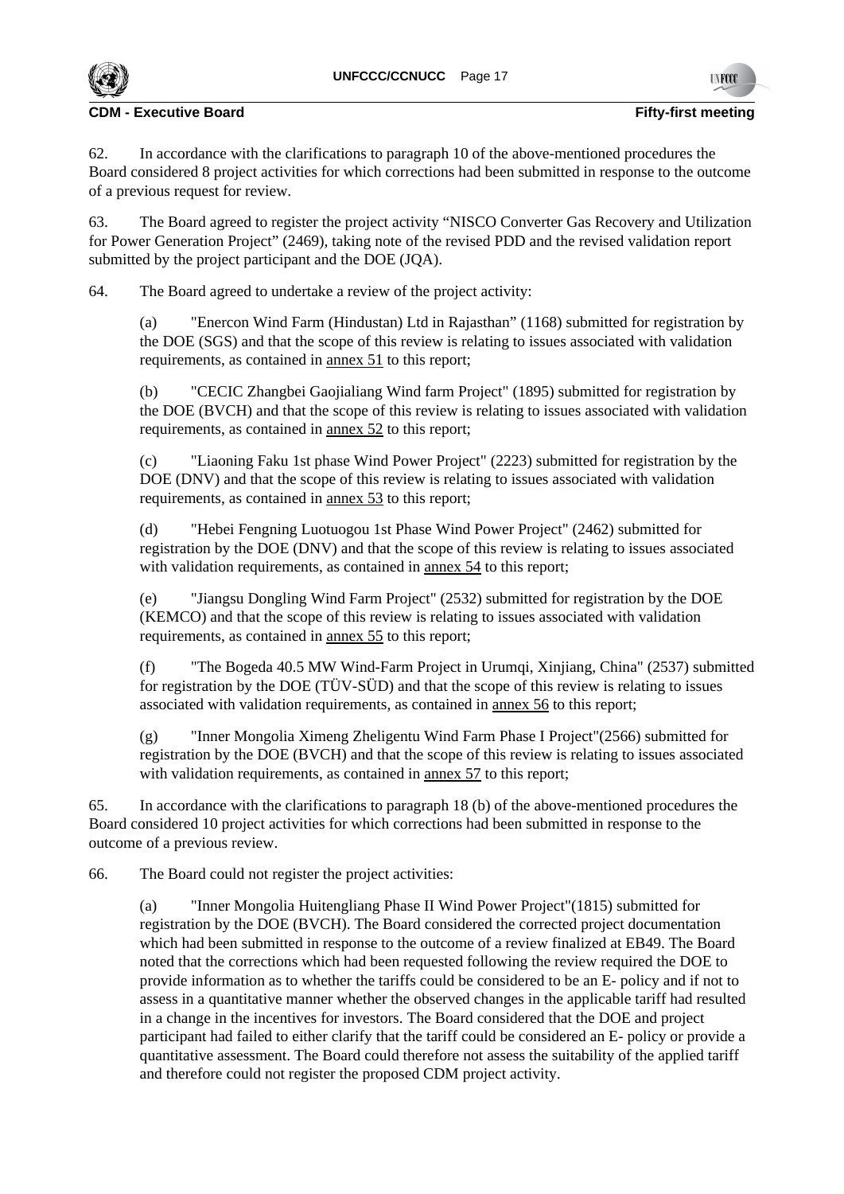62. In accordance with the clarifications to paragraph 10 of the above-mentioned procedures the Board considered 8 project activities for which corrections had been submitted in response to the outcome of a previous request for review.

63. The Board agreed to register the project activity "NISCO Converter Gas Recovery and Utilization for Power Generation Project" (2469), taking note of the revised PDD and the revised validation report submitted by the project participant and the DOE (JQA).

64. The Board agreed to undertake a review of the project activity:

(a) "Enercon Wind Farm (Hindustan) Ltd in Rajasthan" (1168) submitted for registration by the DOE (SGS) and that the scope of this review is relating to issues associated with validation requirements, as contained in annex 51 to this report;

(b) "CECIC Zhangbei Gaojialiang Wind farm Project" (1895) submitted for registration by the DOE (BVCH) and that the scope of this review is relating to issues associated with validation requirements, as contained in annex 52 to this report;

(c) "Liaoning Faku 1st phase Wind Power Project" (2223) submitted for registration by the DOE (DNV) and that the scope of this review is relating to issues associated with validation requirements, as contained in annex 53 to this report;

(d) "Hebei Fengning Luotuogou 1st Phase Wind Power Project" (2462) submitted for registration by the DOE (DNV) and that the scope of this review is relating to issues associated with validation requirements, as contained in annex 54 to this report;

(e) "Jiangsu Dongling Wind Farm Project" (2532) submitted for registration by the DOE (KEMCO) and that the scope of this review is relating to issues associated with validation requirements, as contained in annex 55 to this report;

(f) "The Bogeda 40.5 MW Wind-Farm Project in Urumqi, Xinjiang, China" (2537) submitted for registration by the DOE (TÜV-SÜD) and that the scope of this review is relating to issues associated with validation requirements, as contained in annex 56 to this report;

(g) "Inner Mongolia Ximeng Zheligentu Wind Farm Phase I Project"(2566) submitted for registration by the DOE (BVCH) and that the scope of this review is relating to issues associated with validation requirements, as contained in annex 57 to this report;

65. In accordance with the clarifications to paragraph 18 (b) of the above-mentioned procedures the Board considered 10 project activities for which corrections had been submitted in response to the outcome of a previous review.

66. The Board could not register the project activities:

(a) "Inner Mongolia Huitengliang Phase II Wind Power Project"(1815) submitted for registration by the DOE (BVCH). The Board considered the corrected project documentation which had been submitted in response to the outcome of a review finalized at EB49. The Board noted that the corrections which had been requested following the review required the DOE to provide information as to whether the tariffs could be considered to be an E- policy and if not to assess in a quantitative manner whether the observed changes in the applicable tariff had resulted in a change in the incentives for investors. The Board considered that the DOE and project participant had failed to either clarify that the tariff could be considered an E- policy or provide a quantitative assessment. The Board could therefore not assess the suitability of the applied tariff and therefore could not register the proposed CDM project activity.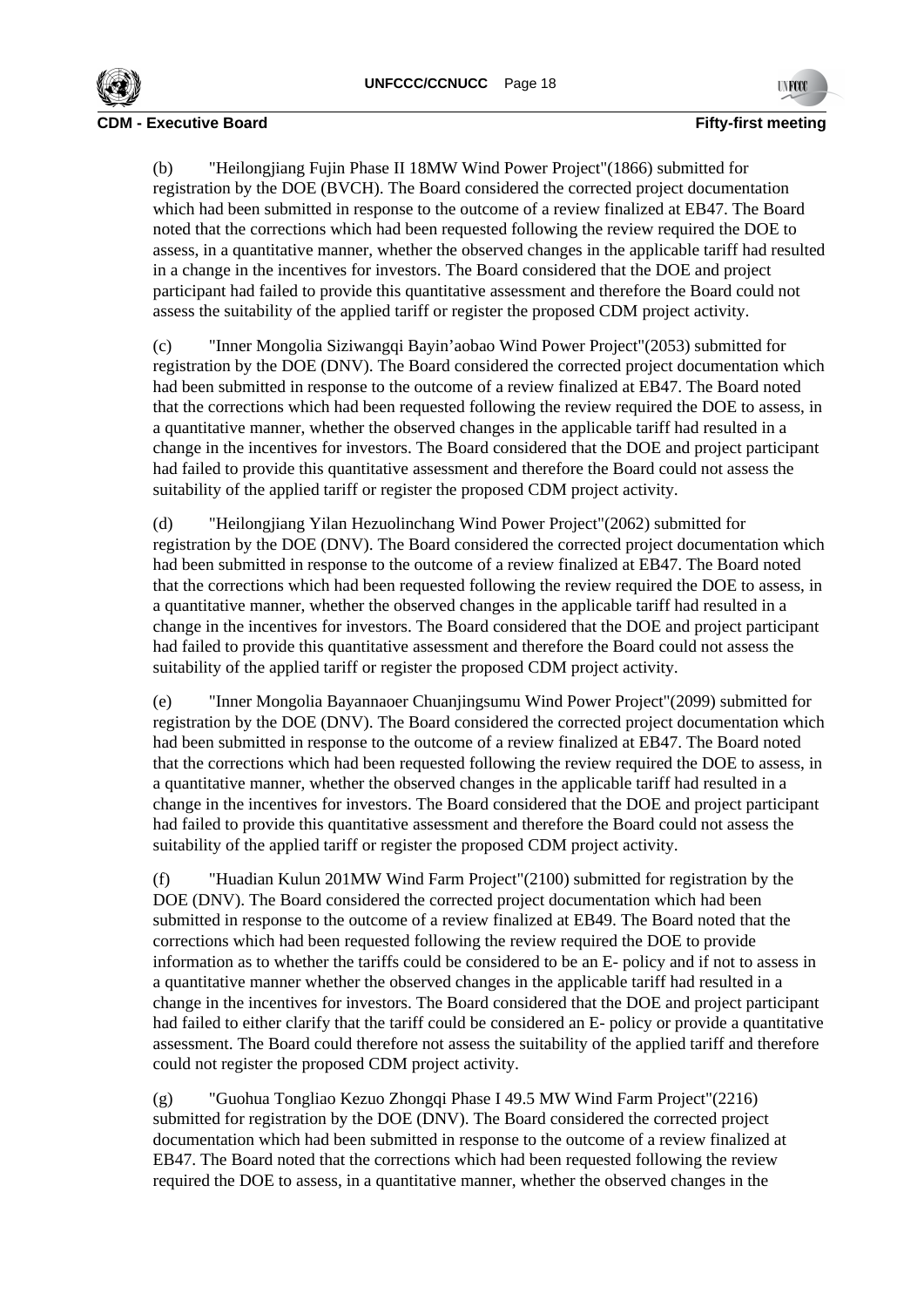(b) "Heilongjiang Fujin Phase II 18MW Wind Power Project"(1866) submitted for registration by the DOE (BVCH). The Board considered the corrected project documentation which had been submitted in response to the outcome of a review finalized at EB47. The Board noted that the corrections which had been requested following the review required the DOE to assess, in a quantitative manner, whether the observed changes in the applicable tariff had resulted in a change in the incentives for investors. The Board considered that the DOE and project participant had failed to provide this quantitative assessment and therefore the Board could not assess the suitability of the applied tariff or register the proposed CDM project activity.

(c) "Inner Mongolia Siziwangqi Bayin'aobao Wind Power Project"(2053) submitted for registration by the DOE (DNV). The Board considered the corrected project documentation which had been submitted in response to the outcome of a review finalized at EB47. The Board noted that the corrections which had been requested following the review required the DOE to assess, in a quantitative manner, whether the observed changes in the applicable tariff had resulted in a change in the incentives for investors. The Board considered that the DOE and project participant had failed to provide this quantitative assessment and therefore the Board could not assess the suitability of the applied tariff or register the proposed CDM project activity.

(d) "Heilongjiang Yilan Hezuolinchang Wind Power Project"(2062) submitted for registration by the DOE (DNV). The Board considered the corrected project documentation which had been submitted in response to the outcome of a review finalized at EB47. The Board noted that the corrections which had been requested following the review required the DOE to assess, in a quantitative manner, whether the observed changes in the applicable tariff had resulted in a change in the incentives for investors. The Board considered that the DOE and project participant had failed to provide this quantitative assessment and therefore the Board could not assess the suitability of the applied tariff or register the proposed CDM project activity.

(e) "Inner Mongolia Bayannaoer Chuanjingsumu Wind Power Project"(2099) submitted for registration by the DOE (DNV). The Board considered the corrected project documentation which had been submitted in response to the outcome of a review finalized at EB47. The Board noted that the corrections which had been requested following the review required the DOE to assess, in a quantitative manner, whether the observed changes in the applicable tariff had resulted in a change in the incentives for investors. The Board considered that the DOE and project participant had failed to provide this quantitative assessment and therefore the Board could not assess the suitability of the applied tariff or register the proposed CDM project activity.

(f) "Huadian Kulun 201MW Wind Farm Project"(2100) submitted for registration by the DOE (DNV). The Board considered the corrected project documentation which had been submitted in response to the outcome of a review finalized at EB49. The Board noted that the corrections which had been requested following the review required the DOE to provide information as to whether the tariffs could be considered to be an E- policy and if not to assess in a quantitative manner whether the observed changes in the applicable tariff had resulted in a change in the incentives for investors. The Board considered that the DOE and project participant had failed to either clarify that the tariff could be considered an E- policy or provide a quantitative assessment. The Board could therefore not assess the suitability of the applied tariff and therefore could not register the proposed CDM project activity.

(g) "Guohua Tongliao Kezuo Zhongqi Phase I 49.5 MW Wind Farm Project"(2216) submitted for registration by the DOE (DNV). The Board considered the corrected project documentation which had been submitted in response to the outcome of a review finalized at EB47. The Board noted that the corrections which had been requested following the review required the DOE to assess, in a quantitative manner, whether the observed changes in the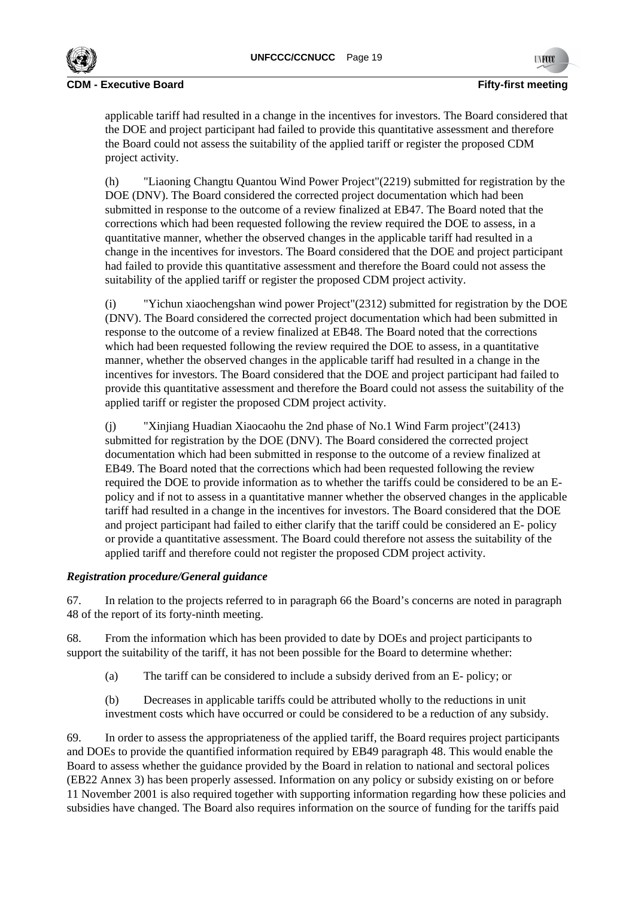applicable tariff had resulted in a change in the incentives for investors. The Board considered that the DOE and project participant had failed to provide this quantitative assessment and therefore the Board could not assess the suitability of the applied tariff or register the proposed CDM project activity.

(h) "Liaoning Changtu Quantou Wind Power Project"(2219) submitted for registration by the DOE (DNV). The Board considered the corrected project documentation which had been submitted in response to the outcome of a review finalized at EB47. The Board noted that the corrections which had been requested following the review required the DOE to assess, in a quantitative manner, whether the observed changes in the applicable tariff had resulted in a change in the incentives for investors. The Board considered that the DOE and project participant had failed to provide this quantitative assessment and therefore the Board could not assess the suitability of the applied tariff or register the proposed CDM project activity.

(i) "Yichun xiaochengshan wind power Project"(2312) submitted for registration by the DOE (DNV). The Board considered the corrected project documentation which had been submitted in response to the outcome of a review finalized at EB48. The Board noted that the corrections which had been requested following the review required the DOE to assess, in a quantitative manner, whether the observed changes in the applicable tariff had resulted in a change in the incentives for investors. The Board considered that the DOE and project participant had failed to provide this quantitative assessment and therefore the Board could not assess the suitability of the applied tariff or register the proposed CDM project activity.

(j) "Xinjiang Huadian Xiaocaohu the 2nd phase of No.1 Wind Farm project"(2413) submitted for registration by the DOE (DNV). The Board considered the corrected project documentation which had been submitted in response to the outcome of a review finalized at EB49. The Board noted that the corrections which had been requested following the review required the DOE to provide information as to whether the tariffs could be considered to be an E-policy and if not to assess in a quantitative manner whether the observed changes in the applicable tariff had resulted in a change in the incentives for investors. The Board considered that the DOE and project participant had failed to either clarify that the tariff could be considered an E- policy or provide a quantitative assessment. The Board could therefore not assess the suitability of the applied tariff and therefore could not register the proposed CDM project activity.

***Registration procedure/General guidance***

67. In relation to the projects referred to in paragraph 66 the Board's concerns are noted in paragraph 48 of the report of its forty-ninth meeting.

68. From the information which has been provided to date by DOEs and project participants to support the suitability of the tariff, it has not been possible for the Board to determine whether:

(a) The tariff can be considered to include a subsidy derived from an E- policy; or

(b) Decreases in applicable tariffs could be attributed wholly to the reductions in unit investment costs which have occurred or could be considered to be a reduction of any subsidy.

69. In order to assess the appropriateness of the applied tariff, the Board requires project participants and DOEs to provide the quantified information required by EB49 paragraph 48. This would enable the Board to assess whether the guidance provided by the Board in relation to national and sectoral polices (EB22 Annex 3) has been properly assessed. Information on any policy or subsidy existing on or before 11 November 2001 is also required together with supporting information regarding how these policies and subsidies have changed. The Board also requires information on the source of funding for the tariffs paid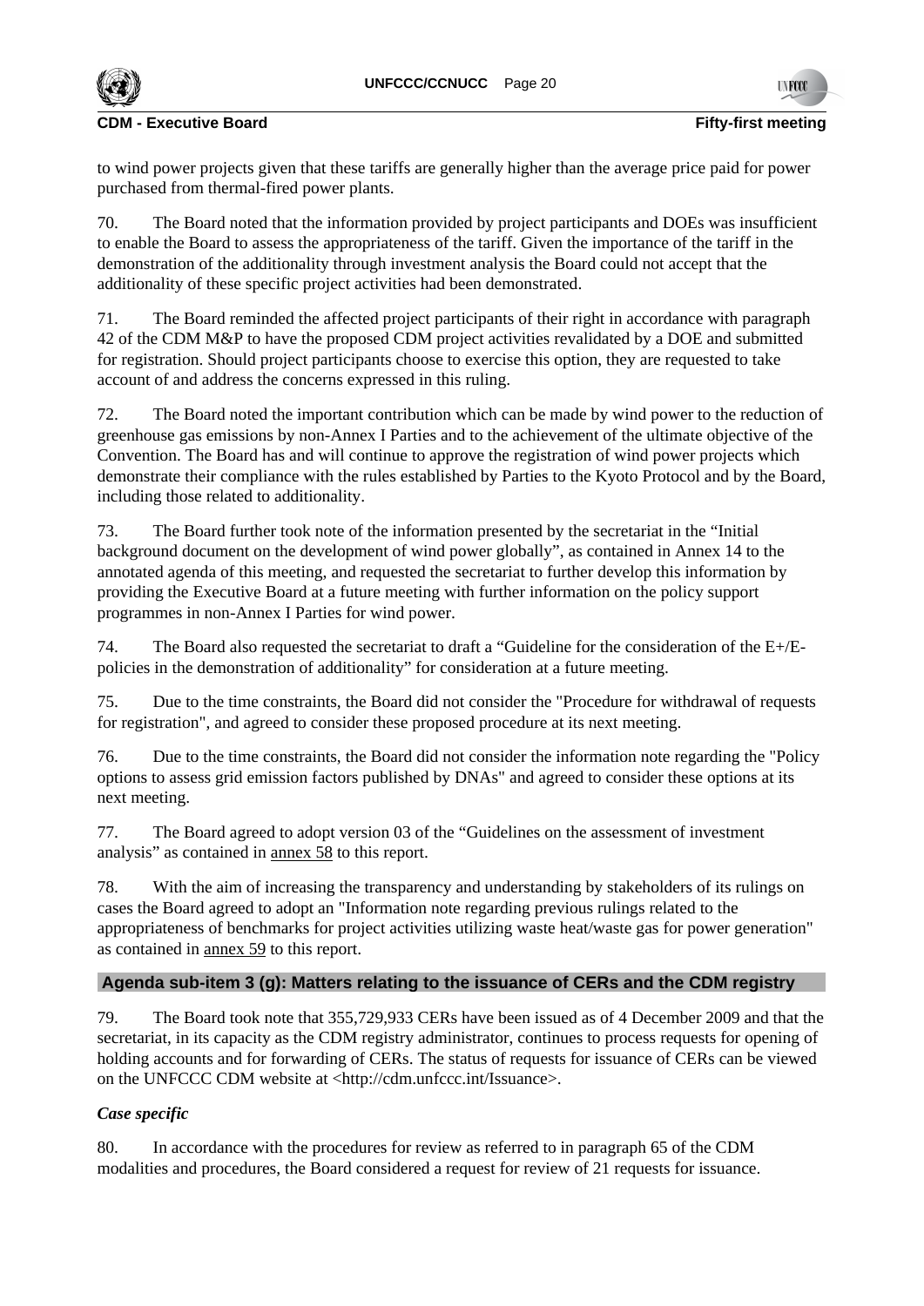to wind power projects given that these tariffs are generally higher than the average price paid for power purchased from thermal-fired power plants.

70. The Board noted that the information provided by project participants and DOEs was insufficient to enable the Board to assess the appropriateness of the tariff. Given the importance of the tariff in the demonstration of the additionality through investment analysis the Board could not accept that the additionality of these specific project activities had been demonstrated.

71. The Board reminded the affected project participants of their right in accordance with paragraph 42 of the CDM M&P to have the proposed CDM project activities revalidated by a DOE and submitted for registration. Should project participants choose to exercise this option, they are requested to take account of and address the concerns expressed in this ruling.

72. The Board noted the important contribution which can be made by wind power to the reduction of greenhouse gas emissions by non-Annex I Parties and to the achievement of the ultimate objective of the Convention. The Board has and will continue to approve the registration of wind power projects which demonstrate their compliance with the rules established by Parties to the Kyoto Protocol and by the Board, including those related to additionality.

73. The Board further took note of the information presented by the secretariat in the "Initial background document on the development of wind power globally", as contained in Annex 14 to the annotated agenda of this meeting, and requested the secretariat to further develop this information by providing the Executive Board at a future meeting with further information on the policy support programmes in non-Annex I Parties for wind power.

74. The Board also requested the secretariat to draft a "Guideline for the consideration of the E+/E- policies in the demonstration of additionality" for consideration at a future meeting.

75. Due to the time constraints, the Board did not consider the "Procedure for withdrawal of requests for registration", and agreed to consider these proposed procedure at its next meeting.

76. Due to the time constraints, the Board did not consider the information note regarding the "Policy options to assess grid emission factors published by DNAs" and agreed to consider these options at its next meeting.

77. The Board agreed to adopt version 03 of the "Guidelines on the assessment of investment analysis" as contained in annex 58 to this report.

78. With the aim of increasing the transparency and understanding by stakeholders of its rulings on cases the Board agreed to adopt an "Information note regarding previous rulings related to the appropriateness of benchmarks for project activities utilizing waste heat/waste gas for power generation" as contained in annex 59 to this report.

## Agenda sub-item 3 (g): Matters relating to the issuance of CERs and the CDM registry

79. The Board took note that 355,729,933 CERs have been issued as of 4 December 2009 and that the secretariat, in its capacity as the CDM registry administrator, continues to process requests for opening of holding accounts and for forwarding of CERs. The status of requests for issuance of CERs can be viewed on the UNFCCC CDM website at <http://cdm.unfccc.int/Issuance>.

### *Case specific*

80. In accordance with the procedures for review as referred to in paragraph 65 of the CDM modalities and procedures, the Board considered a request for review of 21 requests for issuance.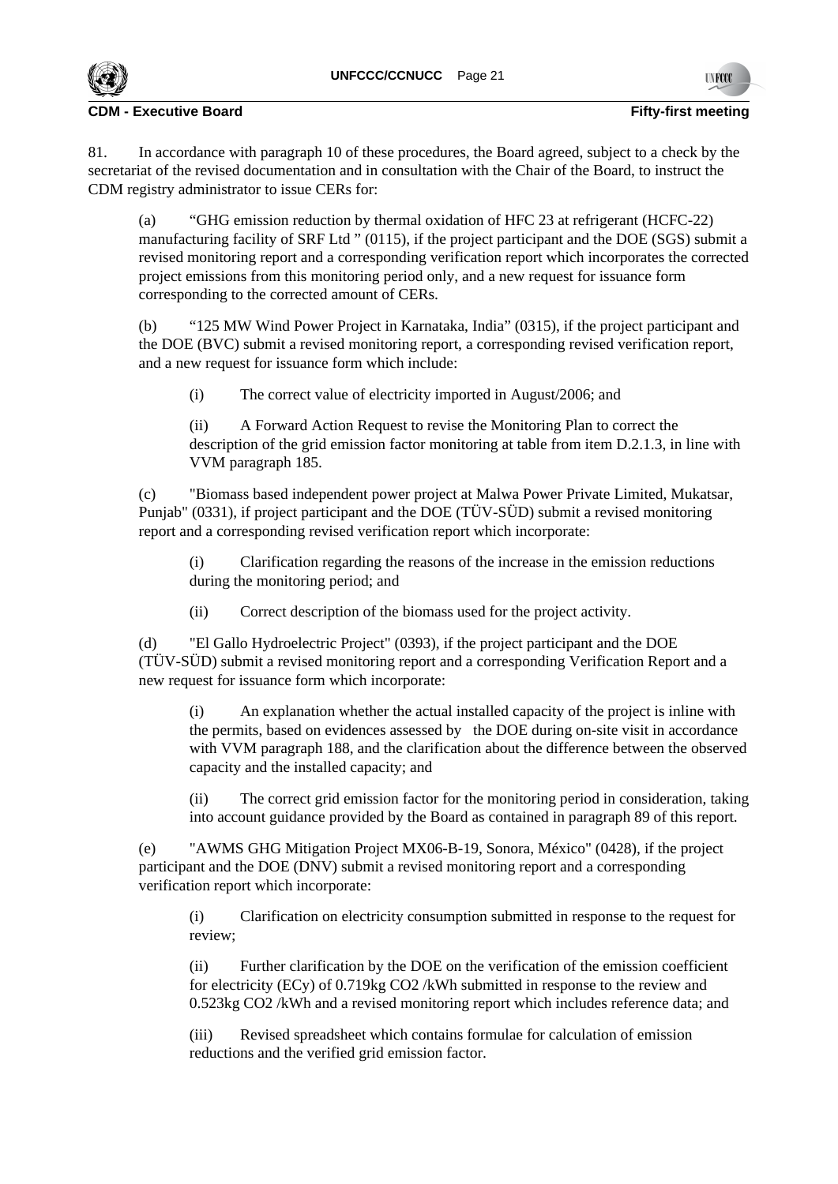81. In accordance with paragraph 10 of these procedures, the Board agreed, subject to a check by the secretariat of the revised documentation and in consultation with the Chair of the Board, to instruct the CDM registry administrator to issue CERs for:

(a) "GHG emission reduction by thermal oxidation of HFC 23 at refrigerant (HCFC-22) manufacturing facility of SRF Ltd " (0115), if the project participant and the DOE (SGS) submit a revised monitoring report and a corresponding verification report which incorporates the corrected project emissions from this monitoring period only, and a new request for issuance form corresponding to the corrected amount of CERs.

(b) "125 MW Wind Power Project in Karnataka, India" (0315), if the project participant and the DOE (BVC) submit a revised monitoring report, a corresponding revised verification report, and a new request for issuance form which include:

(i) The correct value of electricity imported in August/2006; and

(ii) A Forward Action Request to revise the Monitoring Plan to correct the description of the grid emission factor monitoring at table from item D.2.1.3, in line with VVM paragraph 185.

(c) "Biomass based independent power project at Malwa Power Private Limited, Mukatsar, Punjab" (0331), if project participant and the DOE (TÜV-SÜD) submit a revised monitoring report and a corresponding revised verification report which incorporate:

(i) Clarification regarding the reasons of the increase in the emission reductions during the monitoring period; and

(ii) Correct description of the biomass used for the project activity.

(d) "El Gallo Hydroelectric Project" (0393), if the project participant and the DOE (TÜV-SÜD) submit a revised monitoring report and a corresponding Verification Report and a new request for issuance form which incorporate:

(i) An explanation whether the actual installed capacity of the project is inline with the permits, based on evidences assessed by the DOE during on-site visit in accordance with VVM paragraph 188, and the clarification about the difference between the observed capacity and the installed capacity; and

(ii) The correct grid emission factor for the monitoring period in consideration, taking into account guidance provided by the Board as contained in paragraph 89 of this report.

(e) "AWMS GHG Mitigation Project MX06-B-19, Sonora, México" (0428), if the project participant and the DOE (DNV) submit a revised monitoring report and a corresponding verification report which incorporate:

(i) Clarification on electricity consumption submitted in response to the request for review;

(ii) Further clarification by the DOE on the verification of the emission coefficient for electricity ($EC_y$) of 0.719kg $CO_2$ /kWh submitted in response to the review and 0.523kg $CO_2$ /kWh and a revised monitoring report which includes reference data; and

(iii) Revised spreadsheet which contains formulae for calculation of emission reductions and the verified grid emission factor.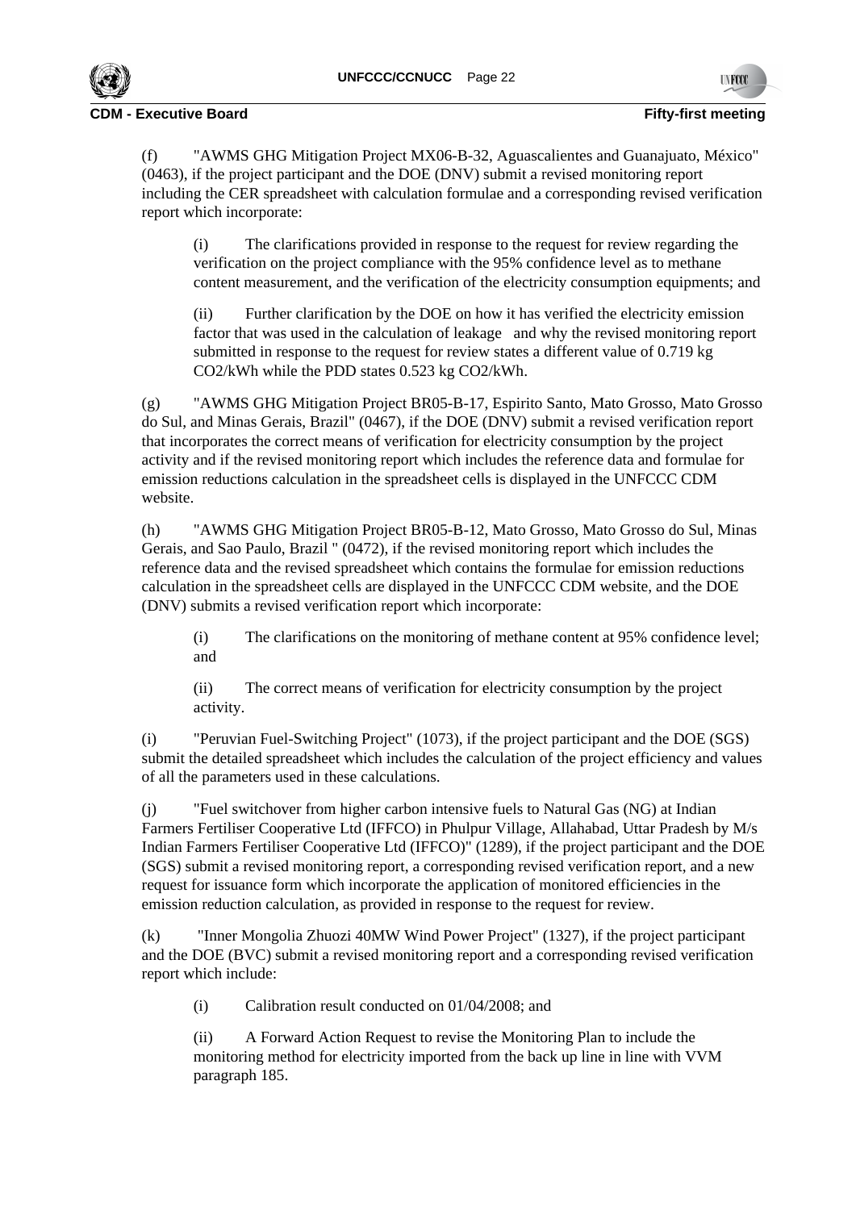(f) "AWMS GHG Mitigation Project MX06-B-32, Aguascalientes and Guanajuato, México" (0463), if the project participant and the DOE (DNV) submit a revised monitoring report including the CER spreadsheet with calculation formulae and a corresponding revised verification report which incorporate:

(i) The clarifications provided in response to the request for review regarding the verification on the project compliance with the 95% confidence level as to methane content measurement, and the verification of the electricity consumption equipments; and

(ii) Further clarification by the DOE on how it has verified the electricity emission factor that was used in the calculation of leakage and why the revised monitoring report submitted in response to the request for review states a different value of 0.719 kg $CO_2$/kWh while the PDD states 0.523 kg $CO_2$/kWh.

(g) "AWMS GHG Mitigation Project BR05-B-17, Espirito Santo, Mato Grosso, Mato Grosso do Sul, and Minas Gerais, Brazil" (0467), if the DOE (DNV) submit a revised verification report that incorporates the correct means of verification for electricity consumption by the project activity and if the revised monitoring report which includes the reference data and formulae for emission reductions calculation in the spreadsheet cells is displayed in the UNFCCC CDM website.

(h) "AWMS GHG Mitigation Project BR05-B-12, Mato Grosso, Mato Grosso do Sul, Minas Gerais, and Sao Paulo, Brazil " (0472), if the revised monitoring report which includes the reference data and the revised spreadsheet which contains the formulae for emission reductions calculation in the spreadsheet cells are displayed in the UNFCCC CDM website, and the DOE (DNV) submits a revised verification report which incorporate:

(i) The clarifications on the monitoring of methane content at 95% confidence level; and

(ii) The correct means of verification for electricity consumption by the project activity.

(i) "Peruvian Fuel-Switching Project" (1073), if the project participant and the DOE (SGS) submit the detailed spreadsheet which includes the calculation of the project efficiency and values of all the parameters used in these calculations.

(j) "Fuel switchover from higher carbon intensive fuels to Natural Gas (NG) at Indian Farmers Fertiliser Cooperative Ltd (IFFCO) in Phulpur Village, Allahabad, Uttar Pradesh by M/s Indian Farmers Fertiliser Cooperative Ltd (IFFCO)" (1289), if the project participant and the DOE (SGS) submit a revised monitoring report, a corresponding revised verification report, and a new request for issuance form which incorporate the application of monitored efficiencies in the emission reduction calculation, as provided in response to the request for review.

(k) "Inner Mongolia Zhuozi 40MW Wind Power Project" (1327), if the project participant and the DOE (BVC) submit a revised monitoring report and a corresponding revised verification report which include:

(i) Calibration result conducted on 01/04/2008; and

(ii) A Forward Action Request to revise the Monitoring Plan to include the monitoring method for electricity imported from the back up line in line with VVM paragraph 185.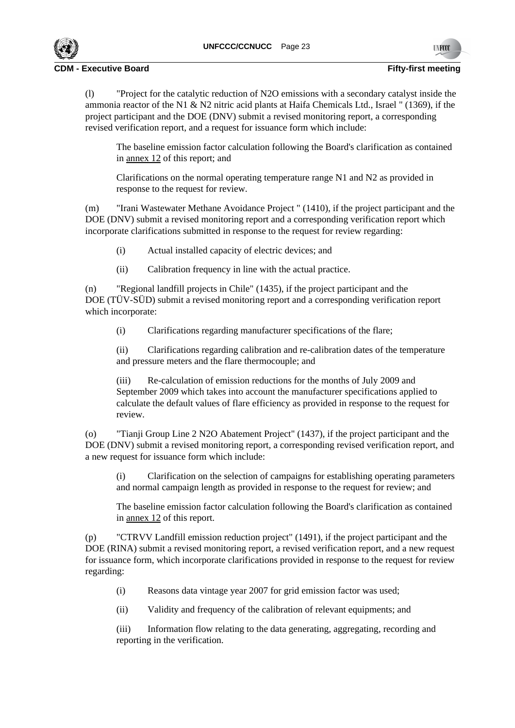(l) "Project for the catalytic reduction of N2O emissions with a secondary catalyst inside the ammonia reactor of the N1 & N2 nitric acid plants at Haifa Chemicals Ltd., Israel " (1369), if the project participant and the DOE (DNV) submit a revised monitoring report, a corresponding revised verification report, and a request for issuance form which include:

> The baseline emission factor calculation following the Board's clarification as contained in annex 12 of this report; and
>
> Clarifications on the normal operating temperature range N1 and N2 as provided in response to the request for review.

(m) "Irani Wastewater Methane Avoidance Project " (1410), if the project participant and the DOE (DNV) submit a revised monitoring report and a corresponding verification report which incorporate clarifications submitted in response to the request for review regarding:

> (i) Actual installed capacity of electric devices; and
>
> (ii) Calibration frequency in line with the actual practice.

(n) "Regional landfill projects in Chile" (1435), if the project participant and the DOE (TÜV-SÜD) submit a revised monitoring report and a corresponding verification report which incorporate:

> (i) Clarifications regarding manufacturer specifications of the flare;
>
> (ii) Clarifications regarding calibration and re-calibration dates of the temperature and pressure meters and the flare thermocouple; and
>
> (iii) Re-calculation of emission reductions for the months of July 2009 and September 2009 which takes into account the manufacturer specifications applied to calculate the default values of flare efficiency as provided in response to the request for review.

(o) "Tianji Group Line 2 N2O Abatement Project" (1437), if the project participant and the DOE (DNV) submit a revised monitoring report, a corresponding revised verification report, and a new request for issuance form which include:

> (i) Clarification on the selection of campaigns for establishing operating parameters and normal campaign length as provided in response to the request for review; and
>
> The baseline emission factor calculation following the Board's clarification as contained in annex 12 of this report.

(p) "CTRVV Landfill emission reduction project" (1491), if the project participant and the DOE (RINA) submit a revised monitoring report, a revised verification report, and a new request for issuance form, which incorporate clarifications provided in response to the request for review regarding:

> (i) Reasons data vintage year 2007 for grid emission factor was used;
>
> (ii) Validity and frequency of the calibration of relevant equipments; and
>
> (iii) Information flow relating to the data generating, aggregating, recording and reporting in the verification.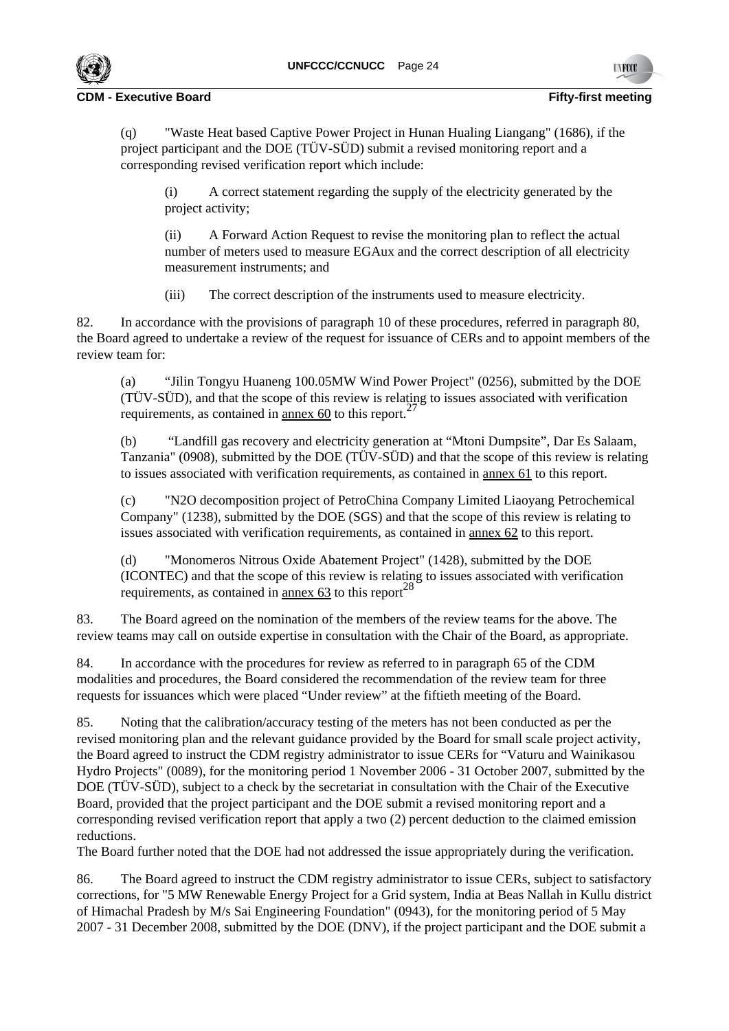(q) "Waste Heat based Captive Power Project in Hunan Hualing Liangang" (1686), if the project participant and the DOE (TÜV-SÜD) submit a revised monitoring report and a corresponding revised verification report which include:

(i) A correct statement regarding the supply of the electricity generated by the project activity;

(ii) A Forward Action Request to revise the monitoring plan to reflect the actual number of meters used to measure EGAux and the correct description of all electricity measurement instruments; and

(iii) The correct description of the instruments used to measure electricity.

82. In accordance with the provisions of paragraph 10 of these procedures, referred in paragraph 80, the Board agreed to undertake a review of the request for issuance of CERs and to appoint members of the review team for:

(a) "Jilin Tongyu Huaneng 100.05MW Wind Power Project" (0256), submitted by the DOE (TÜV-SÜD), and that the scope of this review is relating to issues associated with verification requirements, as contained in annex 60 to this report.[27]

(b) "Landfill gas recovery and electricity generation at "Mtoni Dumpsite", Dar Es Salaam, Tanzania" (0908), submitted by the DOE (TÜV-SÜD) and that the scope of this review is relating to issues associated with verification requirements, as contained in annex 61 to this report.

(c) "N2O decomposition project of PetroChina Company Limited Liaoyang Petrochemical Company" (1238), submitted by the DOE (SGS) and that the scope of this review is relating to issues associated with verification requirements, as contained in annex 62 to this report.

(d) "Monomeros Nitrous Oxide Abatement Project" (1428), submitted by the DOE (ICONTEC) and that the scope of this review is relating to issues associated with verification requirements, as contained in annex 63 to this report[28]

83. The Board agreed on the nomination of the members of the review teams for the above. The review teams may call on outside expertise in consultation with the Chair of the Board, as appropriate.

84. In accordance with the procedures for review as referred to in paragraph 65 of the CDM modalities and procedures, the Board considered the recommendation of the review team for three requests for issuances which were placed "Under review" at the fiftieth meeting of the Board.

85. Noting that the calibration/accuracy testing of the meters has not been conducted as per the revised monitoring plan and the relevant guidance provided by the Board for small scale project activity, the Board agreed to instruct the CDM registry administrator to issue CERs for "Vaturu and Wainikasou Hydro Projects" (0089), for the monitoring period 1 November 2006 - 31 October 2007, submitted by the DOE (TÜV-SÜD), subject to a check by the secretariat in consultation with the Chair of the Executive Board, provided that the project participant and the DOE submit a revised monitoring report and a corresponding revised verification report that apply a two (2) percent deduction to the claimed emission reductions.
The Board further noted that the DOE had not addressed the issue appropriately during the verification.

86. The Board agreed to instruct the CDM registry administrator to issue CERs, subject to satisfactory corrections, for "5 MW Renewable Energy Project for a Grid system, India at Beas Nallah in Kullu district of Himachal Pradesh by M/s Sai Engineering Foundation" (0943), for the monitoring period of 5 May 2007 - 31 December 2008, submitted by the DOE (DNV), if the project participant and the DOE submit a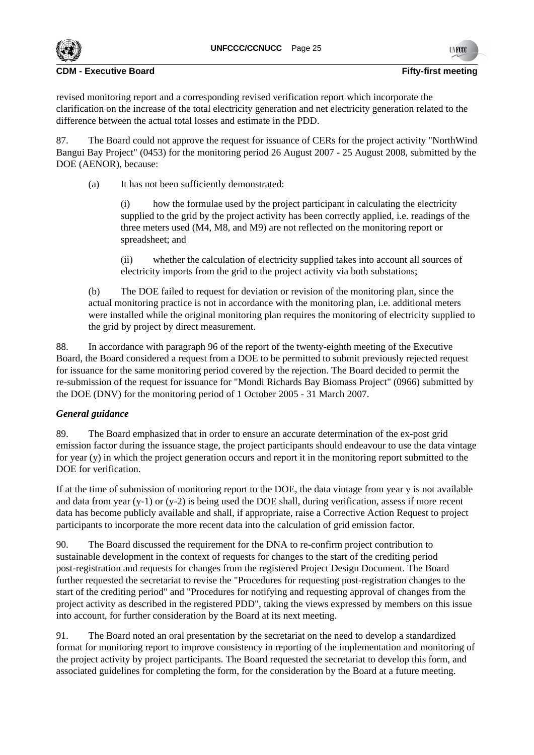revised monitoring report and a corresponding revised verification report which incorporate the clarification on the increase of the total electricity generation and net electricity generation related to the difference between the actual total losses and estimate in the PDD.

87. The Board could not approve the request for issuance of CERs for the project activity "NorthWind Bangui Bay Project" (0453) for the monitoring period 26 August 2007 - 25 August 2008, submitted by the DOE (AENOR), because:

(a) It has not been sufficiently demonstrated:

(i) how the formulae used by the project participant in calculating the electricity supplied to the grid by the project activity has been correctly applied, i.e. readings of the three meters used (M4, M8, and M9) are not reflected on the monitoring report or spreadsheet; and

(ii) whether the calculation of electricity supplied takes into account all sources of electricity imports from the grid to the project activity via both substations;

(b) The DOE failed to request for deviation or revision of the monitoring plan, since the actual monitoring practice is not in accordance with the monitoring plan, i.e. additional meters were installed while the original monitoring plan requires the monitoring of electricity supplied to the grid by project by direct measurement.

88. In accordance with paragraph 96 of the report of the twenty-eighth meeting of the Executive Board, the Board considered a request from a DOE to be permitted to submit previously rejected request for issuance for the same monitoring period covered by the rejection. The Board decided to permit the re-submission of the request for issuance for "Mondi Richards Bay Biomass Project" (0966) submitted by the DOE (DNV) for the monitoring period of 1 October 2005 - 31 March 2007.

***General guidance***

89. The Board emphasized that in order to ensure an accurate determination of the ex-post grid emission factor during the issuance stage, the project participants should endeavour to use the data vintage for year (y) in which the project generation occurs and report it in the monitoring report submitted to the DOE for verification.

If at the time of submission of monitoring report to the DOE, the data vintage from year y is not available and data from year (y-1) or (y-2) is being used the DOE shall, during verification, assess if more recent data has become publicly available and shall, if appropriate, raise a Corrective Action Request to project participants to incorporate the more recent data into the calculation of grid emission factor.

90. The Board discussed the requirement for the DNA to re-confirm project contribution to sustainable development in the context of requests for changes to the start of the crediting period post-registration and requests for changes from the registered Project Design Document. The Board further requested the secretariat to revise the "Procedures for requesting post-registration changes to the start of the crediting period" and "Procedures for notifying and requesting approval of changes from the project activity as described in the registered PDD", taking the views expressed by members on this issue into account, for further consideration by the Board at its next meeting.

91. The Board noted an oral presentation by the secretariat on the need to develop a standardized format for monitoring report to improve consistency in reporting of the implementation and monitoring of the project activity by project participants. The Board requested the secretariat to develop this form, and associated guidelines for completing the form, for the consideration by the Board at a future meeting.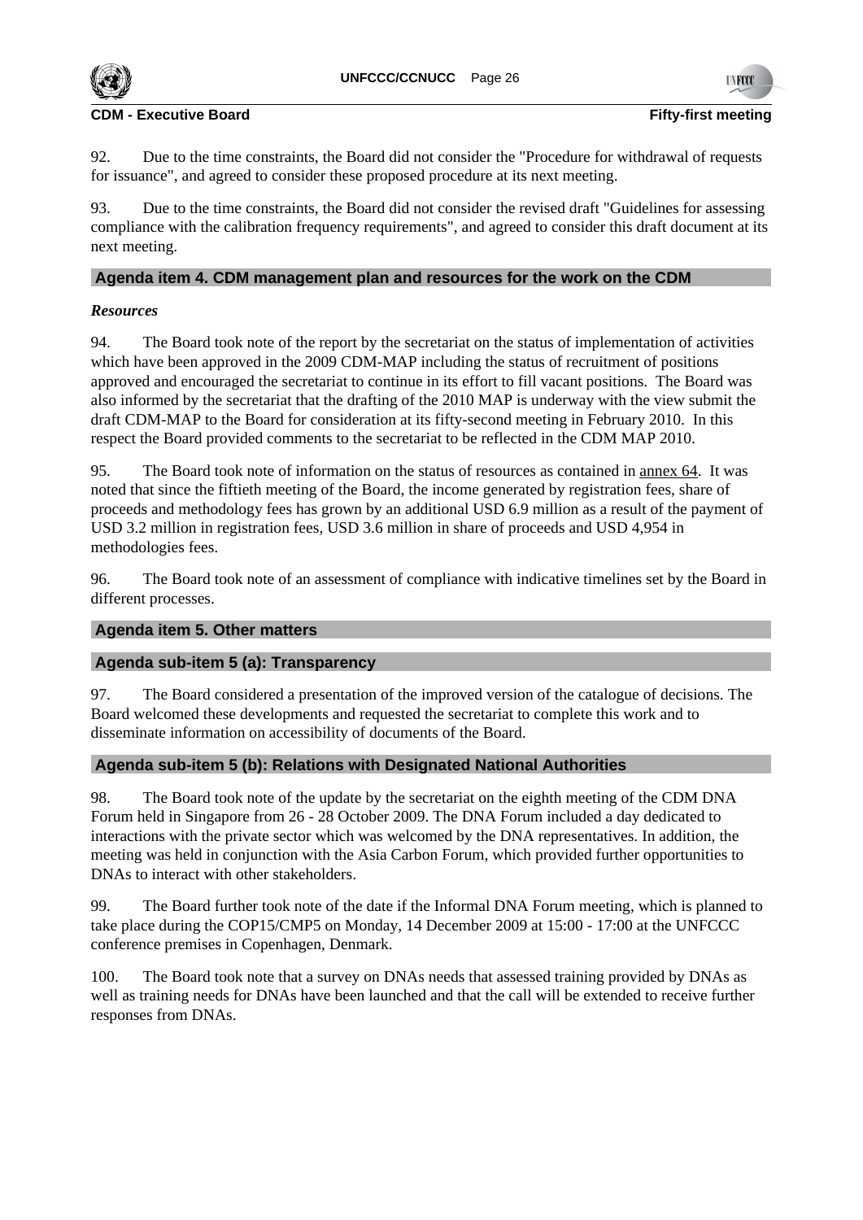92. Due to the time constraints, the Board did not consider the "Procedure for withdrawal of requests for issuance", and agreed to consider these proposed procedure at its next meeting.

93. Due to the time constraints, the Board did not consider the revised draft "Guidelines for assessing compliance with the calibration frequency requirements", and agreed to consider this draft document at its next meeting.

## Agenda item 4. CDM management plan and resources for the work on the CDM

### *Resources*

94. The Board took note of the report by the secretariat on the status of implementation of activities which have been approved in the 2009 CDM-MAP including the status of recruitment of positions approved and encouraged the secretariat to continue in its effort to fill vacant positions. The Board was also informed by the secretariat that the drafting of the 2010 MAP is underway with the view submit the draft CDM-MAP to the Board for consideration at its fifty-second meeting in February 2010. In this respect the Board provided comments to the secretariat to be reflected in the CDM MAP 2010.

95. The Board took note of information on the status of resources as contained in annex 64. It was noted that since the fiftieth meeting of the Board, the income generated by registration fees, share of proceeds and methodology fees has grown by an additional USD 6.9 million as a result of the payment of USD 3.2 million in registration fees, USD 3.6 million in share of proceeds and USD 4,954 in methodologies fees.

96. The Board took note of an assessment of compliance with indicative timelines set by the Board in different processes.

## Agenda item 5. Other matters

### Agenda sub-item 5 (a): Transparency

97. The Board considered a presentation of the improved version of the catalogue of decisions. The Board welcomed these developments and requested the secretariat to complete this work and to disseminate information on accessibility of documents of the Board.

### Agenda sub-item 5 (b): Relations with Designated National Authorities

98. The Board took note of the update by the secretariat on the eighth meeting of the CDM DNA Forum held in Singapore from 26 - 28 October 2009. The DNA Forum included a day dedicated to interactions with the private sector which was welcomed by the DNA representatives. In addition, the meeting was held in conjunction with the Asia Carbon Forum, which provided further opportunities to DNAs to interact with other stakeholders.

99. The Board further took note of the date if the Informal DNA Forum meeting, which is planned to take place during the COP15/CMP5 on Monday, 14 December 2009 at 15:00 - 17:00 at the UNFCCC conference premises in Copenhagen, Denmark.

100. The Board took note that a survey on DNAs needs that assessed training provided by DNAs as well as training needs for DNAs have been launched and that the call will be extended to receive further responses from DNAs.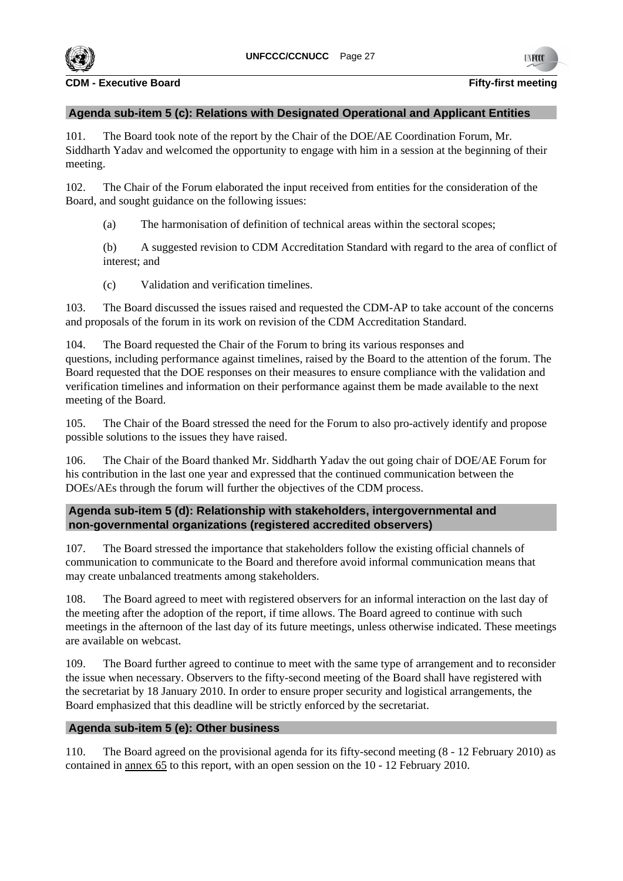### Agenda sub-item 5 (c): Relations with Designated Operational and Applicant Entities

101. The Board took note of the report by the Chair of the DOE/AE Coordination Forum, Mr. Siddharth Yadav and welcomed the opportunity to engage with him in a session at the beginning of their meeting.

102. The Chair of the Forum elaborated the input received from entities for the consideration of the Board, and sought guidance on the following issues:

(a) The harmonisation of definition of technical areas within the sectoral scopes;

(b) A suggested revision to CDM Accreditation Standard with regard to the area of conflict of interest; and

(c) Validation and verification timelines.

103. The Board discussed the issues raised and requested the CDM-AP to take account of the concerns and proposals of the forum in its work on revision of the CDM Accreditation Standard.

104. The Board requested the Chair of the Forum to bring its various responses and questions, including performance against timelines, raised by the Board to the attention of the forum. The Board requested that the DOE responses on their measures to ensure compliance with the validation and verification timelines and information on their performance against them be made available to the next meeting of the Board.

105. The Chair of the Board stressed the need for the Forum to also pro-actively identify and propose possible solutions to the issues they have raised.

106. The Chair of the Board thanked Mr. Siddharth Yadav the out going chair of DOE/AE Forum for his contribution in the last one year and expressed that the continued communication between the DOEs/AEs through the forum will further the objectives of the CDM process.

### Agenda sub-item 5 (d): Relationship with stakeholders, intergovernmental and non-governmental organizations (registered accredited observers)

107. The Board stressed the importance that stakeholders follow the existing official channels of communication to communicate to the Board and therefore avoid informal communication means that may create unbalanced treatments among stakeholders.

108. The Board agreed to meet with registered observers for an informal interaction on the last day of the meeting after the adoption of the report, if time allows. The Board agreed to continue with such meetings in the afternoon of the last day of its future meetings, unless otherwise indicated. These meetings are available on webcast.

109. The Board further agreed to continue to meet with the same type of arrangement and to reconsider the issue when necessary. Observers to the fifty-second meeting of the Board shall have registered with the secretariat by 18 January 2010. In order to ensure proper security and logistical arrangements, the Board emphasized that this deadline will be strictly enforced by the secretariat.

### Agenda sub-item 5 (e): Other business

110. The Board agreed on the provisional agenda for its fifty-second meeting (8 - 12 February 2010) as contained in annex 65 to this report, with an open session on the 10 - 12 February 2010.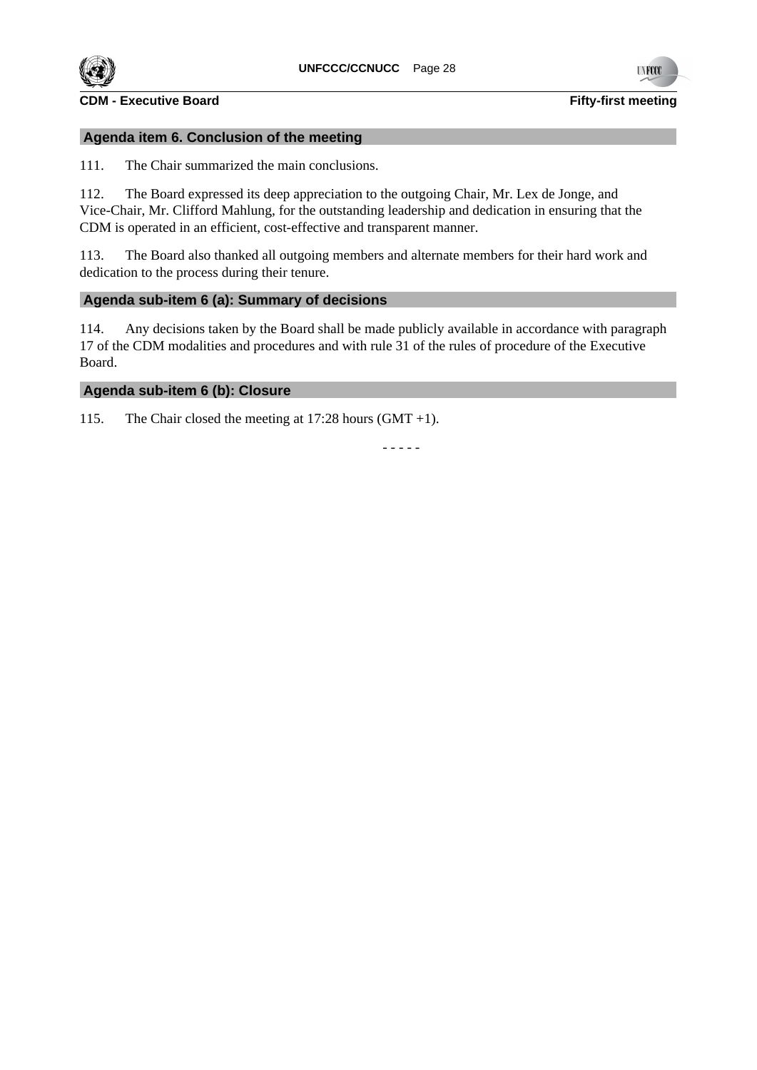## Agenda item 6. Conclusion of the meeting

111. The Chair summarized the main conclusions.

112. The Board expressed its deep appreciation to the outgoing Chair, Mr. Lex de Jonge, and Vice-Chair, Mr. Clifford Mahlung, for the outstanding leadership and dedication in ensuring that the CDM is operated in an efficient, cost-effective and transparent manner.

113. The Board also thanked all outgoing members and alternate members for their hard work and dedication to the process during their tenure.

## Agenda sub-item 6 (a): Summary of decisions

114. Any decisions taken by the Board shall be made publicly available in accordance with paragraph 17 of the CDM modalities and procedures and with rule 31 of the rules of procedure of the Executive Board.

## Agenda sub-item 6 (b): Closure

115. The Chair closed the meeting at 17:28 hours (GMT +1).

- - - - -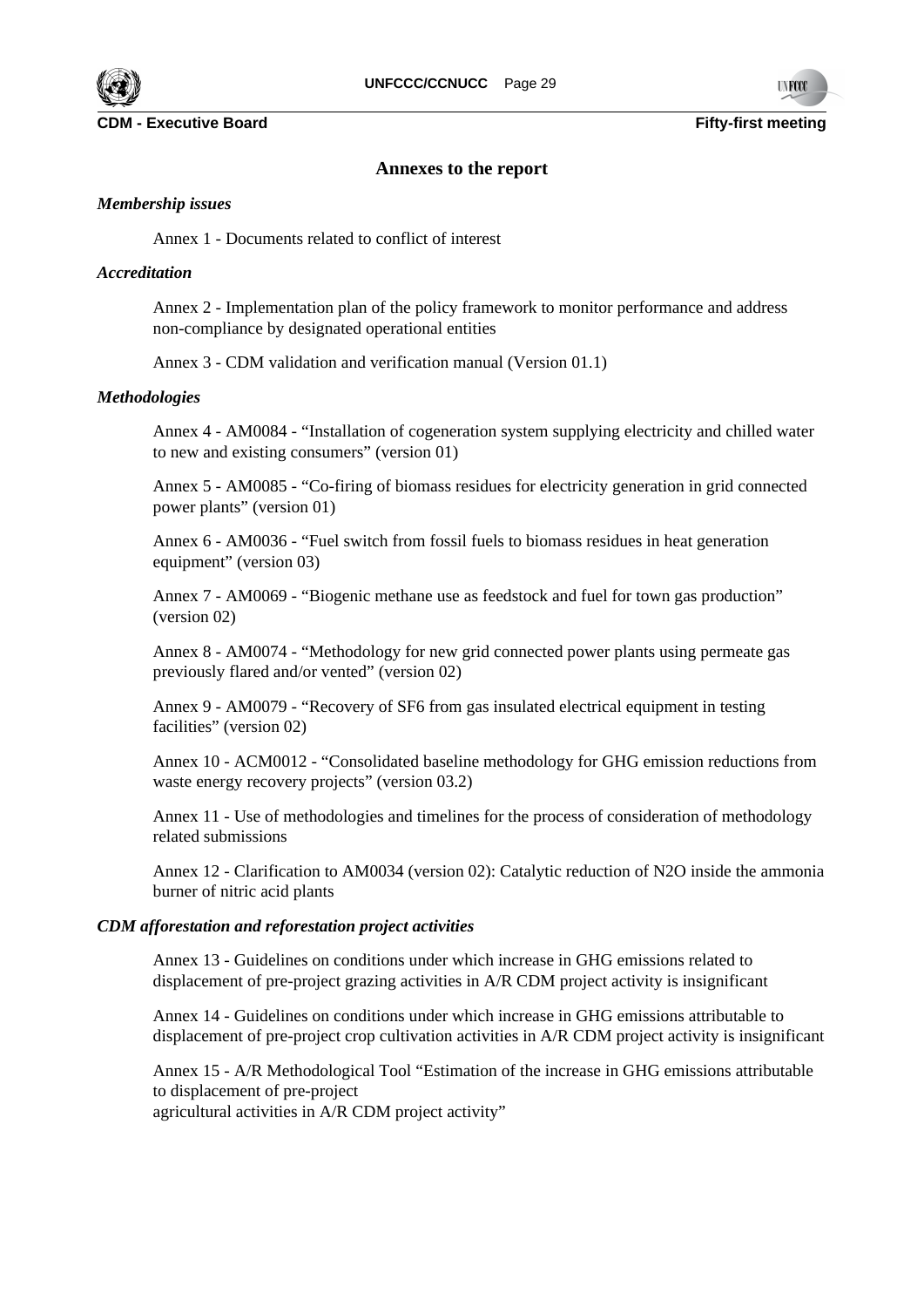## Annexes to the report

*Membership issues*

Annex 1 - Documents related to conflict of interest

*Accreditation*

Annex 2 - Implementation plan of the policy framework to monitor performance and address non-compliance by designated operational entities

Annex 3 - CDM validation and verification manual (Version 01.1)

*Methodologies*

Annex 4 - AM0084 - “Installation of cogeneration system supplying electricity and chilled water to new and existing consumers” (version 01)

Annex 5 - AM0085 - “Co-firing of biomass residues for electricity generation in grid connected power plants” (version 01)

Annex 6 - AM0036 - “Fuel switch from fossil fuels to biomass residues in heat generation equipment” (version 03)

Annex 7 - AM0069 - “Biogenic methane use as feedstock and fuel for town gas production” (version 02)

Annex 8 - AM0074 - “Methodology for new grid connected power plants using permeate gas previously flared and/or vented” (version 02)

Annex 9 - AM0079 - “Recovery of $SF_6$ from gas insulated electrical equipment in testing facilities” (version 02)

Annex 10 - ACM0012 - “Consolidated baseline methodology for GHG emission reductions from waste energy recovery projects” (version 03.2)

Annex 11 - Use of methodologies and timelines for the process of consideration of methodology related submissions

Annex 12 - Clarification to AM0034 (version 02): Catalytic reduction of $N_2O$ inside the ammonia burner of nitric acid plants

*CDM afforestation and reforestation project activities*

Annex 13 - Guidelines on conditions under which increase in GHG emissions related to displacement of pre-project grazing activities in A/R CDM project activity is insignificant

Annex 14 - Guidelines on conditions under which increase in GHG emissions attributable to displacement of pre-project crop cultivation activities in A/R CDM project activity is insignificant

Annex 15 - A/R Methodological Tool “Estimation of the increase in GHG emissions attributable to displacement of pre-project
agricultural activities in A/R CDM project activity”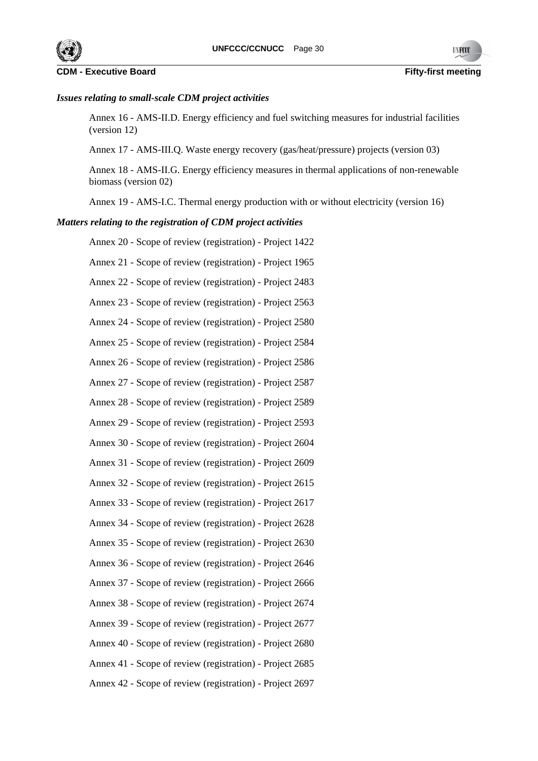*Issues relating to small-scale CDM project activities*

Annex 16 - AMS-II.D. Energy efficiency and fuel switching measures for industrial facilities (version 12)

Annex 17 - AMS-III.Q. Waste energy recovery (gas/heat/pressure) projects (version 03)

Annex 18 - AMS-II.G. Energy efficiency measures in thermal applications of non-renewable biomass (version 02)

Annex 19 - AMS-I.C. Thermal energy production with or without electricity (version 16)

*Matters relating to the registration of CDM project activities*

Annex 20 - Scope of review (registration) - Project 1422

Annex 21 - Scope of review (registration) - Project 1965

Annex 22 - Scope of review (registration) - Project 2483

Annex 23 - Scope of review (registration) - Project 2563

Annex 24 - Scope of review (registration) - Project 2580

Annex 25 - Scope of review (registration) - Project 2584

Annex 26 - Scope of review (registration) - Project 2586

Annex 27 - Scope of review (registration) - Project 2587

Annex 28 - Scope of review (registration) - Project 2589

Annex 29 - Scope of review (registration) - Project 2593

Annex 30 - Scope of review (registration) - Project 2604

Annex 31 - Scope of review (registration) - Project 2609

Annex 32 - Scope of review (registration) - Project 2615

Annex 33 - Scope of review (registration) - Project 2617

Annex 34 - Scope of review (registration) - Project 2628

Annex 35 - Scope of review (registration) - Project 2630

Annex 36 - Scope of review (registration) - Project 2646

Annex 37 - Scope of review (registration) - Project 2666

Annex 38 - Scope of review (registration) - Project 2674

Annex 39 - Scope of review (registration) - Project 2677

Annex 40 - Scope of review (registration) - Project 2680

Annex 41 - Scope of review (registration) - Project 2685

Annex 42 - Scope of review (registration) - Project 2697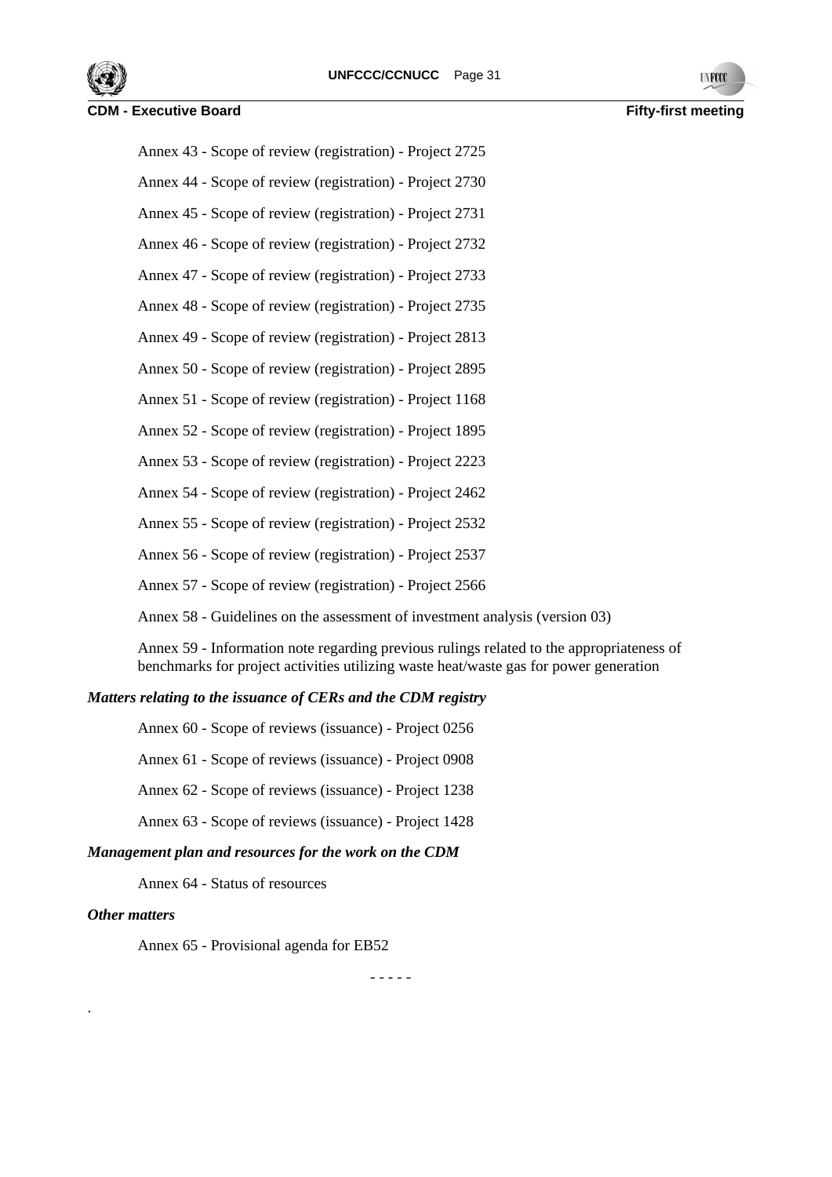Annex 43 - Scope of review (registration) - Project 2725

Annex 44 - Scope of review (registration) - Project 2730

Annex 45 - Scope of review (registration) - Project 2731

Annex 46 - Scope of review (registration) - Project 2732

Annex 47 - Scope of review (registration) - Project 2733

Annex 48 - Scope of review (registration) - Project 2735

Annex 49 - Scope of review (registration) - Project 2813

Annex 50 - Scope of review (registration) - Project 2895

Annex 51 - Scope of review (registration) - Project 1168

Annex 52 - Scope of review (registration) - Project 1895

Annex 53 - Scope of review (registration) - Project 2223

Annex 54 - Scope of review (registration) - Project 2462

Annex 55 - Scope of review (registration) - Project 2532

Annex 56 - Scope of review (registration) - Project 2537

Annex 57 - Scope of review (registration) - Project 2566

Annex 58 - Guidelines on the assessment of investment analysis (version 03)

Annex 59 - Information note regarding previous rulings related to the appropriateness of benchmarks for project activities utilizing waste heat/waste gas for power generation

***Matters relating to the issuance of CERs and the CDM registry***

Annex 60 - Scope of reviews (issuance) - Project 0256

Annex 61 - Scope of reviews (issuance) - Project 0908

Annex 62 - Scope of reviews (issuance) - Project 1238

Annex 63 - Scope of reviews (issuance) - Project 1428

***Management plan and resources for the work on the CDM***

Annex 64 - Status of resources

***Other matters***

Annex 65 - Provisional agenda for EB52

- - - - -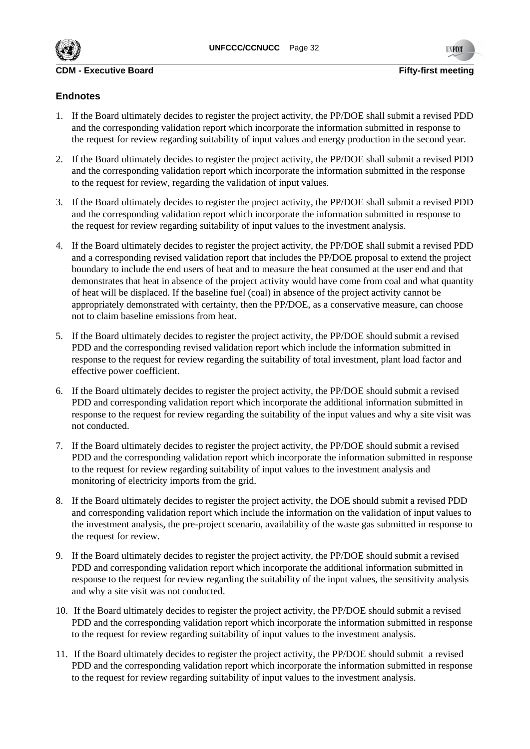## Endnotes

1. If the Board ultimately decides to register the project activity, the PP/DOE shall submit a revised PDD and the corresponding validation report which incorporate the information submitted in response to the request for review regarding suitability of input values and energy production in the second year.

2. If the Board ultimately decides to register the project activity, the PP/DOE shall submit a revised PDD and the corresponding validation report which incorporate the information submitted in the response to the request for review, regarding the validation of input values.

3. If the Board ultimately decides to register the project activity, the PP/DOE shall submit a revised PDD and the corresponding validation report which incorporate the information submitted in response to the request for review regarding suitability of input values to the investment analysis.

4. If the Board ultimately decides to register the project activity, the PP/DOE shall submit a revised PDD and a corresponding revised validation report that includes the PP/DOE proposal to extend the project boundary to include the end users of heat and to measure the heat consumed at the user end and that demonstrates that heat in absence of the project activity would have come from coal and what quantity of heat will be displaced. If the baseline fuel (coal) in absence of the project activity cannot be appropriately demonstrated with certainty, then the PP/DOE, as a conservative measure, can choose not to claim baseline emissions from heat.

5. If the Board ultimately decides to register the project activity, the PP/DOE should submit a revised PDD and the corresponding revised validation report which include the information submitted in response to the request for review regarding the suitability of total investment, plant load factor and effective power coefficient.

6. If the Board ultimately decides to register the project activity, the PP/DOE should submit a revised PDD and corresponding validation report which incorporate the additional information submitted in response to the request for review regarding the suitability of the input values and why a site visit was not conducted.

7. If the Board ultimately decides to register the project activity, the PP/DOE should submit a revised PDD and the corresponding validation report which incorporate the information submitted in response to the request for review regarding suitability of input values to the investment analysis and monitoring of electricity imports from the grid.

8. If the Board ultimately decides to register the project activity, the DOE should submit a revised PDD and corresponding validation report which include the information on the validation of input values to the investment analysis, the pre-project scenario, availability of the waste gas submitted in response to the request for review.

9. If the Board ultimately decides to register the project activity, the PP/DOE should submit a revised PDD and corresponding validation report which incorporate the additional information submitted in response to the request for review regarding the suitability of the input values, the sensitivity analysis and why a site visit was not conducted.

10. If the Board ultimately decides to register the project activity, the PP/DOE should submit a revised PDD and the corresponding validation report which incorporate the information submitted in response to the request for review regarding suitability of input values to the investment analysis.

11. If the Board ultimately decides to register the project activity, the PP/DOE should submit a revised PDD and the corresponding validation report which incorporate the information submitted in response to the request for review regarding suitability of input values to the investment analysis.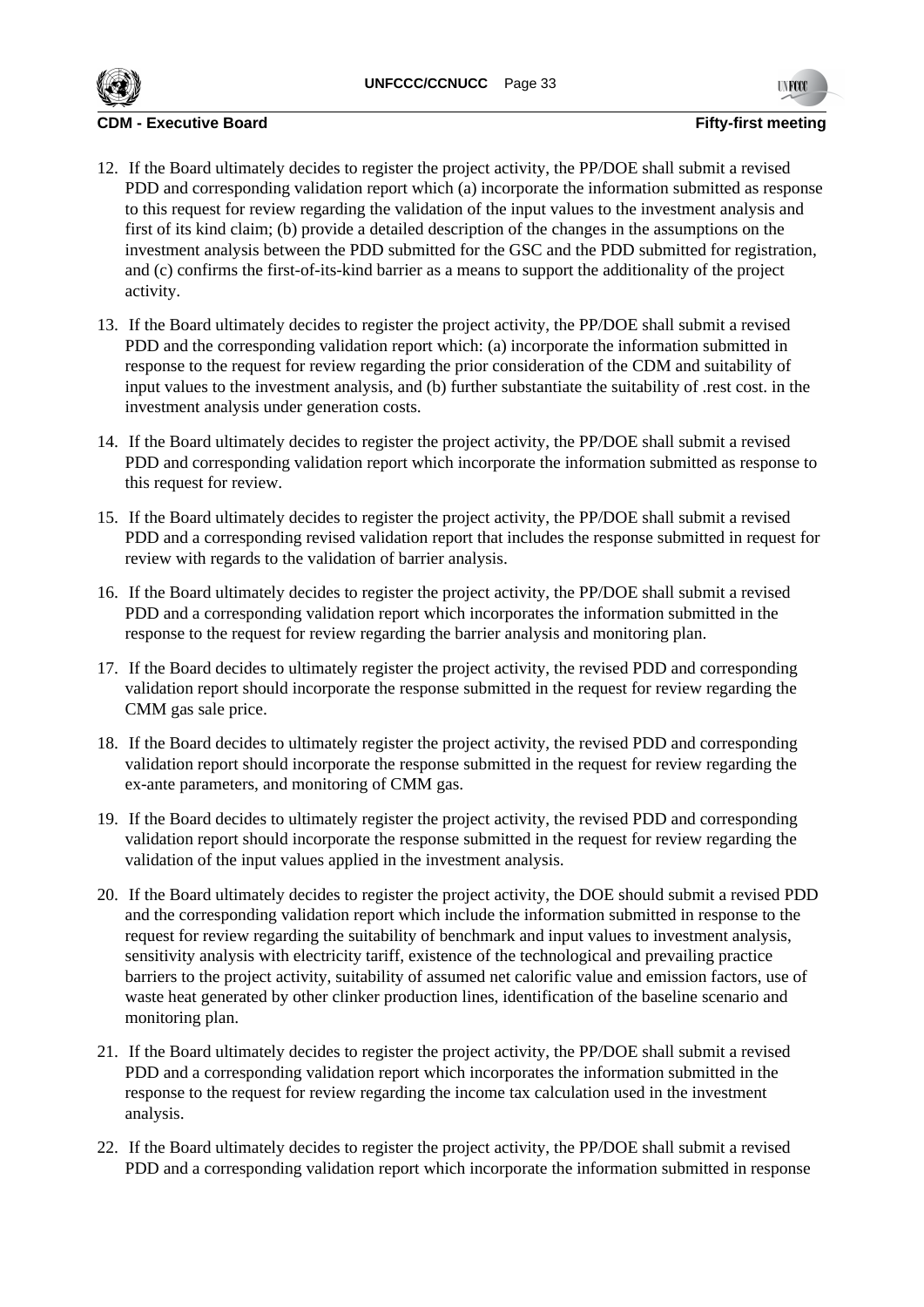12. If the Board ultimately decides to register the project activity, the PP/DOE shall submit a revised PDD and corresponding validation report which (a) incorporate the information submitted as response to this request for review regarding the validation of the input values to the investment analysis and first of its kind claim; (b) provide a detailed description of the changes in the assumptions on the investment analysis between the PDD submitted for the GSC and the PDD submitted for registration, and (c) confirms the first-of-its-kind barrier as a means to support the additionality of the project activity.

13. If the Board ultimately decides to register the project activity, the PP/DOE shall submit a revised PDD and the corresponding validation report which: (a) incorporate the information submitted in response to the request for review regarding the prior consideration of the CDM and suitability of input values to the investment analysis, and (b) further substantiate the suitability of .rest cost. in the investment analysis under generation costs.

14. If the Board ultimately decides to register the project activity, the PP/DOE shall submit a revised PDD and corresponding validation report which incorporate the information submitted as response to this request for review.

15. If the Board ultimately decides to register the project activity, the PP/DOE shall submit a revised PDD and a corresponding revised validation report that includes the response submitted in request for review with regards to the validation of barrier analysis.

16. If the Board ultimately decides to register the project activity, the PP/DOE shall submit a revised PDD and a corresponding validation report which incorporates the information submitted in the response to the request for review regarding the barrier analysis and monitoring plan.

17. If the Board decides to ultimately register the project activity, the revised PDD and corresponding validation report should incorporate the response submitted in the request for review regarding the CMM gas sale price.

18. If the Board decides to ultimately register the project activity, the revised PDD and corresponding validation report should incorporate the response submitted in the request for review regarding the ex-ante parameters, and monitoring of CMM gas.

19. If the Board decides to ultimately register the project activity, the revised PDD and corresponding validation report should incorporate the response submitted in the request for review regarding the validation of the input values applied in the investment analysis.

20. If the Board ultimately decides to register the project activity, the DOE should submit a revised PDD and the corresponding validation report which include the information submitted in response to the request for review regarding the suitability of benchmark and input values to investment analysis, sensitivity analysis with electricity tariff, existence of the technological and prevailing practice barriers to the project activity, suitability of assumed net calorific value and emission factors, use of waste heat generated by other clinker production lines, identification of the baseline scenario and monitoring plan.

21. If the Board ultimately decides to register the project activity, the PP/DOE shall submit a revised PDD and a corresponding validation report which incorporates the information submitted in the response to the request for review regarding the income tax calculation used in the investment analysis.

22. If the Board ultimately decides to register the project activity, the PP/DOE shall submit a revised PDD and a corresponding validation report which incorporate the information submitted in response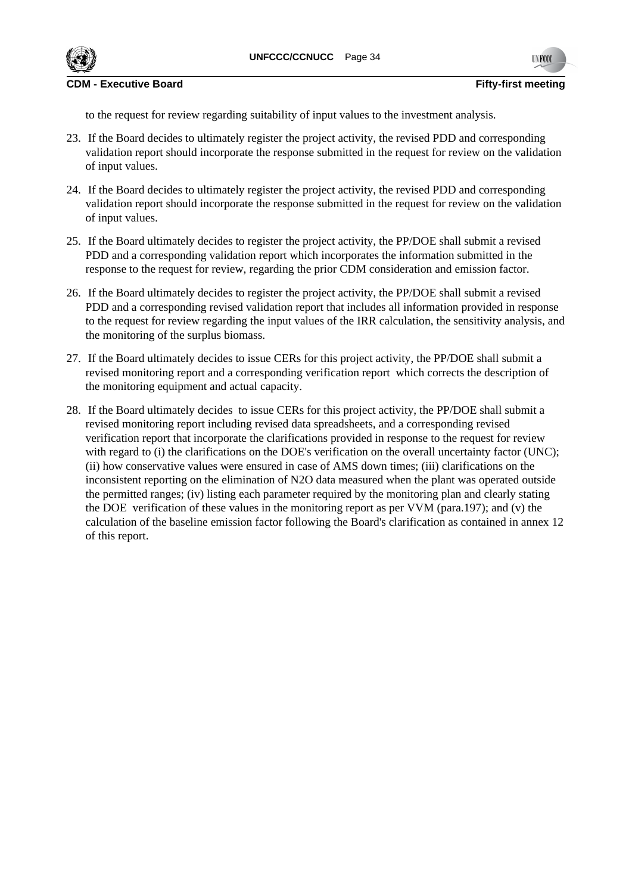to the request for review regarding suitability of input values to the investment analysis.

23. If the Board decides to ultimately register the project activity, the revised PDD and corresponding validation report should incorporate the response submitted in the request for review on the validation of input values.

24. If the Board decides to ultimately register the project activity, the revised PDD and corresponding validation report should incorporate the response submitted in the request for review on the validation of input values.

25. If the Board ultimately decides to register the project activity, the PP/DOE shall submit a revised PDD and a corresponding validation report which incorporates the information submitted in the response to the request for review, regarding the prior CDM consideration and emission factor.

26. If the Board ultimately decides to register the project activity, the PP/DOE shall submit a revised PDD and a corresponding revised validation report that includes all information provided in response to the request for review regarding the input values of the IRR calculation, the sensitivity analysis, and the monitoring of the surplus biomass.

27. If the Board ultimately decides to issue CERs for this project activity, the PP/DOE shall submit a revised monitoring report and a corresponding verification report which corrects the description of the monitoring equipment and actual capacity.

28. If the Board ultimately decides to issue CERs for this project activity, the PP/DOE shall submit a revised monitoring report including revised data spreadsheets, and a corresponding revised verification report that incorporate the clarifications provided in response to the request for review with regard to (i) the clarifications on the DOE's verification on the overall uncertainty factor (UNC); (ii) how conservative values were ensured in case of AMS down times; (iii) clarifications on the inconsistent reporting on the elimination of $N_2O$ data measured when the plant was operated outside the permitted ranges; (iv) listing each parameter required by the monitoring plan and clearly stating the DOE verification of these values in the monitoring report as per VVM (para.197); and (v) the calculation of the baseline emission factor following the Board's clarification as contained in annex 12 of this report.